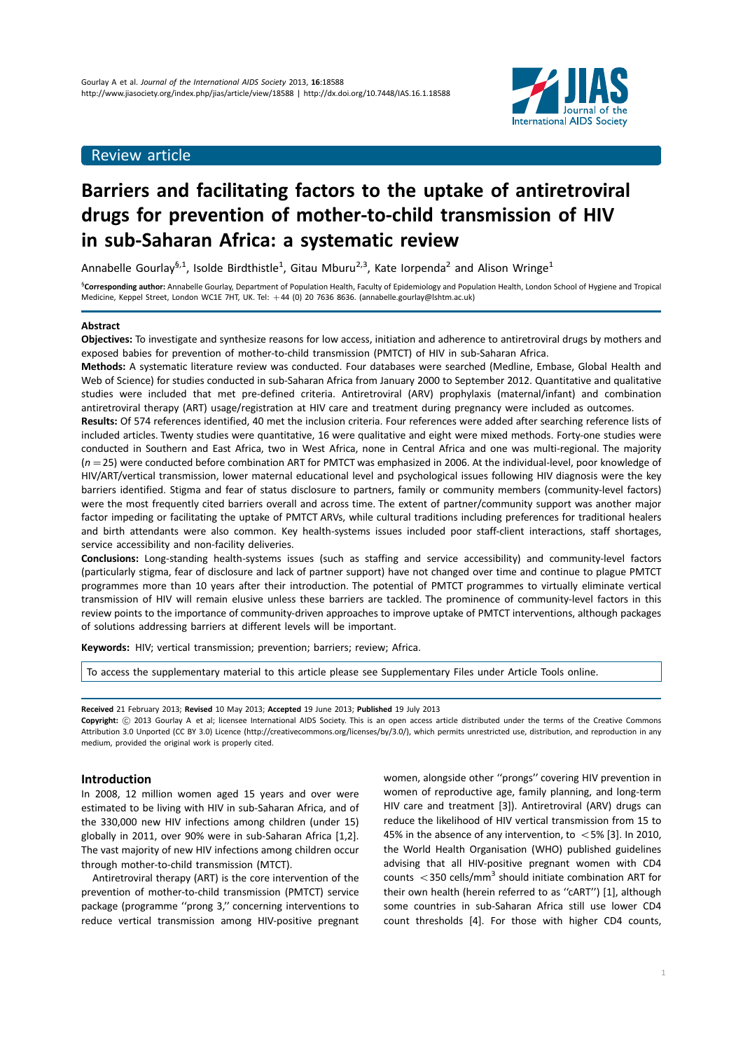Review article

# Barriers and facilitating factors to the uptake of antiretroviral drugs for prevention of mother-to-child transmission of HIV in sub-Saharan Africa: a systematic review

Annabelle Gourlay[§,1], Isolde Birdthistle[1], Gitau Mburu[2,3], Kate Iorpenda[2] and Alison Wringe[1]

[§]**Corresponding author:** Annabelle Gourlay, Department of Population Health, Faculty of Epidemiology and Population Health, London School of Hygiene and Tropical Medicine, Keppel Street, London WC1E 7HT, UK. Tel: +44 (0) 20 7636 8636. (annabelle.gourlay@lshtm.ac.uk)

## Abstract

**Objectives:** To investigate and synthesize reasons for low access, initiation and adherence to antiretroviral drugs by mothers and exposed babies for prevention of mother-to-child transmission (PMTCT) of HIV in sub-Saharan Africa.

**Methods:** A systematic literature review was conducted. Four databases were searched (Medline, Embase, Global Health and Web of Science) for studies conducted in sub-Saharan Africa from January 2000 to September 2012. Quantitative and qualitative studies were included that met pre-defined criteria. Antiretroviral (ARV) prophylaxis (maternal/infant) and combination antiretroviral therapy (ART) usage/registration at HIV care and treatment during pregnancy were included as outcomes.

**Results:** Of 574 references identified, 40 met the inclusion criteria. Four references were added after searching reference lists of included articles. Twenty studies were quantitative, 16 were qualitative and eight were mixed methods. Forty-one studies were conducted in Southern and East Africa, two in West Africa, none in Central Africa and one was multi-regional. The majority ($n = 25$) were conducted before combination ART for PMTCT was emphasized in 2006. At the individual-level, poor knowledge of HIV/ART/vertical transmission, lower maternal educational level and psychological issues following HIV diagnosis were the key barriers identified. Stigma and fear of status disclosure to partners, family or community members (community-level factors) were the most frequently cited barriers overall and across time. The extent of partner/community support was another major factor impeding or facilitating the uptake of PMTCT ARVs, while cultural traditions including preferences for traditional healers and birth attendants were also common. Key health-systems issues included poor staff-client interactions, staff shortages, service accessibility and non-facility deliveries.

**Conclusions:** Long-standing health-systems issues (such as staffing and service accessibility) and community-level factors (particularly stigma, fear of disclosure and lack of partner support) have not changed over time and continue to plague PMTCT programmes more than 10 years after their introduction. The potential of PMTCT programmes to virtually eliminate vertical transmission of HIV will remain elusive unless these barriers are tackled. The prominence of community-level factors in this review points to the importance of community-driven approaches to improve uptake of PMTCT interventions, although packages of solutions addressing barriers at different levels will be important.

**Keywords:** HIV; vertical transmission; prevention; barriers; review; Africa.

To access the supplementary material to this article please see Supplementary Files under Article Tools online.

**Received** 21 February 2013; **Revised** 10 May 2013; **Accepted** 19 June 2013; **Published** 19 July 2013

**Copyright:** © 2013 Gourlay A et al; licensee International AIDS Society. This is an open access article distributed under the terms of the Creative Commons Attribution 3.0 Unported (CC BY 3.0) Licence (http://creativecommons.org/licenses/by/3.0/), which permits unrestricted use, distribution, and reproduction in any medium, provided the original work is properly cited.

## Introduction

In 2008, 12 million women aged 15 years and over were estimated to be living with HIV in sub-Saharan Africa, and of the 330,000 new HIV infections among children (under 15) globally in 2011, over 90% were in sub-Saharan Africa [1,2]. The vast majority of new HIV infections among children occur through mother-to-child transmission (MTCT).

Antiretroviral therapy (ART) is the core intervention of the prevention of mother-to-child transmission (PMTCT) service package (programme ''prong 3,'' concerning interventions to reduce vertical transmission among HIV-positive pregnant women, alongside other ''prongs'' covering HIV prevention in women of reproductive age, family planning, and long-term HIV care and treatment [3]). Antiretroviral (ARV) drugs can reduce the likelihood of HIV vertical transmission from 15 to 45% in the absence of any intervention, to $<5\%$ [3]. In 2010, the World Health Organisation (WHO) published guidelines advising that all HIV-positive pregnant women with CD4 counts $<350$ cells/mm$^3$ should initiate combination ART for their own health (herein referred to as ''cART'') [1], although some countries in sub-Saharan Africa still use lower CD4 count thresholds [4]. For those with higher CD4 counts,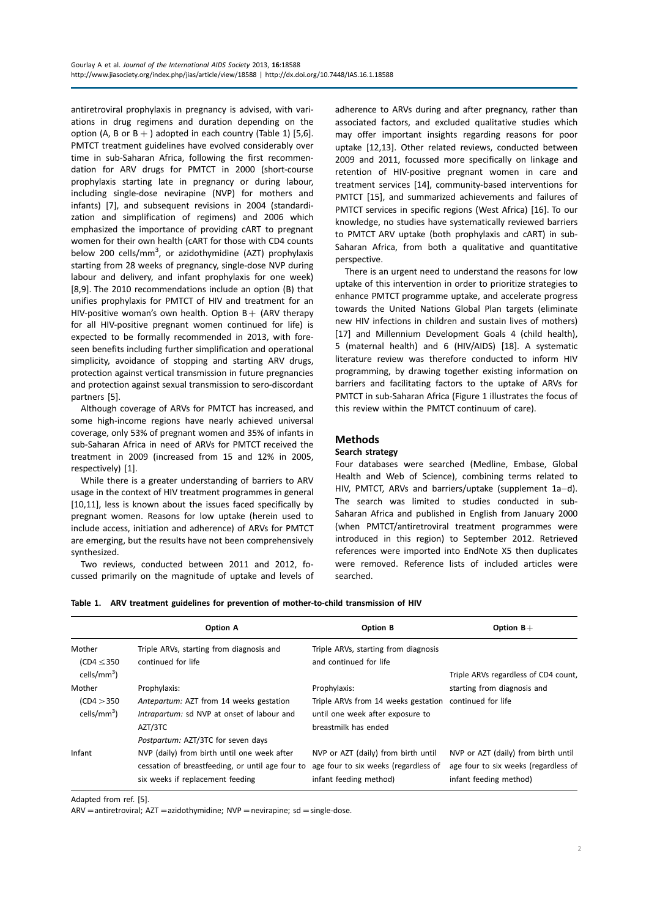antiretroviral prophylaxis in pregnancy is advised, with variations in drug regimens and duration depending on the option (A, B or B+) adopted in each country (Table 1) [5,6]. PMTCT treatment guidelines have evolved considerably over time in sub-Saharan Africa, following the first recommendation for ARV drugs for PMTCT in 2000 (short-course prophylaxis starting late in pregnancy or during labour, including single-dose nevirapine (NVP) for mothers and infants) [7], and subsequent revisions in 2004 (standardization and simplification of regimens) and 2006 which emphasized the importance of providing cART to pregnant women for their own health (cART for those with CD4 counts below 200 cells/mm$^3$, or azidothymidine (AZT) prophylaxis starting from 28 weeks of pregnancy, single-dose NVP during labour and delivery, and infant prophylaxis for one week) [8,9]. The 2010 recommendations include an option (B) that unifies prophylaxis for PMTCT of HIV and treatment for an HIV-positive woman's own health. Option B+ (ARV therapy for all HIV-positive pregnant women continued for life) is expected to be formally recommended in 2013, with foreseen benefits including further simplification and operational simplicity, avoidance of stopping and starting ARV drugs, protection against vertical transmission in future pregnancies and protection against sexual transmission to sero-discordant partners [5].

Although coverage of ARVs for PMTCT has increased, and some high-income regions have nearly achieved universal coverage, only 53% of pregnant women and 35% of infants in sub-Saharan Africa in need of ARVs for PMTCT received the treatment in 2009 (increased from 15 and 12% in 2005, respectively) [1].

While there is a greater understanding of barriers to ARV usage in the context of HIV treatment programmes in general [10,11], less is known about the issues faced specifically by pregnant women. Reasons for low uptake (herein used to include access, initiation and adherence) of ARVs for PMTCT are emerging, but the results have not been comprehensively synthesized.

Two reviews, conducted between 2011 and 2012, focussed primarily on the magnitude of uptake and levels of adherence to ARVs during and after pregnancy, rather than associated factors, and excluded qualitative studies which may offer important insights regarding reasons for poor uptake [12,13]. Other related reviews, conducted between 2009 and 2011, focussed more specifically on linkage and retention of HIV-positive pregnant women in care and treatment services [14], community-based interventions for PMTCT [15], and summarized achievements and failures of PMTCT services in specific regions (West Africa) [16]. To our knowledge, no studies have systematically reviewed barriers to PMTCT ARV uptake (both prophylaxis and cART) in sub-Saharan Africa, from both a qualitative and quantitative perspective.

There is an urgent need to understand the reasons for low uptake of this intervention in order to prioritize strategies to enhance PMTCT programme uptake, and accelerate progress towards the United Nations Global Plan targets (eliminate new HIV infections in children and sustain lives of mothers) [17] and Millennium Development Goals 4 (child health), 5 (maternal health) and 6 (HIV/AIDS) [18]. A systematic literature review was therefore conducted to inform HIV programming, by drawing together existing information on barriers and facilitating factors to the uptake of ARVs for PMTCT in sub-Saharan Africa (Figure 1 illustrates the focus of this review within the PMTCT continuum of care).

## Methods

### Search strategy

Four databases were searched (Medline, Embase, Global Health and Web of Science), combining terms related to HIV, PMTCT, ARVs and barriers/uptake (supplement 1a–d). The search was limited to studies conducted in sub-Saharan Africa and published in English from January 2000 (when PMTCT/antiretroviral treatment programmes were introduced in this region) to September 2012. Retrieved references were imported into EndNote X5 then duplicates were removed. Reference lists of included articles were searched.

**Table 1. ARV treatment guidelines for prevention of mother-to-child transmission of HIV**

| | Option A | Option B | Option B+ |
|---|---|---|---|
| Mother (CD4 ≤ 350 cells/mm$^3$) | Triple ARVs, starting from diagnosis and continued for life | Triple ARVs, starting from diagnosis and continued for life | Triple ARVs regardless of CD4 count, starting from diagnosis and continued for life |
| Mother (CD4 > 350 cells/mm$^3$) | Prophylaxis: *Antepartum:* AZT from 14 weeks gestation *Intrapartum:* sd NVP at onset of labour and AZT/3TC *Postpartum:* AZT/3TC for seven days | Prophylaxis: Triple ARVs from 14 weeks gestation until one week after exposure to breastmilk has ended | |
| Infant | NVP (daily) from birth until one week after cessation of breastfeeding, or until age four to six weeks if replacement feeding | NVP or AZT (daily) from birth until age four to six weeks (regardless of infant feeding method) | NVP or AZT (daily) from birth until age four to six weeks (regardless of infant feeding method) |

Adapted from ref. [5].

ARV = antiretroviral; AZT = azidothymidine; NVP = nevirapine; sd = single-dose.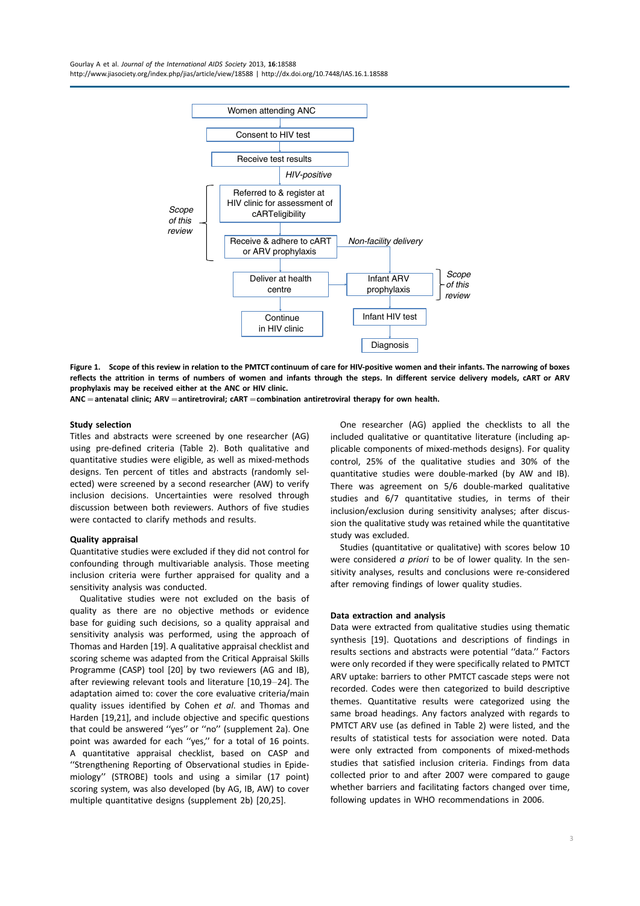**Figure 1. Scope of this review in relation to the PMTCT continuum of care for HIV-positive women and their infants. The narrowing of boxes reflects the attrition in terms of numbers of women and infants through the steps. In different service delivery models, cART or ARV prophylaxis may be received either at the ANC or HIV clinic.**

**ANC = antenatal clinic; ARV = antiretroviral; cART = combination antiretroviral therapy for own health.**

### Study selection

Titles and abstracts were screened by one researcher (AG) using pre-defined criteria (Table 2). Both qualitative and quantitative studies were eligible, as well as mixed-methods designs. Ten percent of titles and abstracts (randomly selected) were screened by a second researcher (AW) to verify inclusion decisions. Uncertainties were resolved through discussion between both reviewers. Authors of five studies were contacted to clarify methods and results.

### Quality appraisal

Quantitative studies were excluded if they did not control for confounding through multivariable analysis. Those meeting inclusion criteria were further appraised for quality and a sensitivity analysis was conducted.

Qualitative studies were not excluded on the basis of quality as there are no objective methods or evidence base for guiding such decisions, so a quality appraisal and sensitivity analysis was performed, using the approach of Thomas and Harden [19]. A qualitative appraisal checklist and scoring scheme was adapted from the Critical Appraisal Skills Programme (CASP) tool [20] by two reviewers (AG and IB), after reviewing relevant tools and literature [10,19–24]. The adaptation aimed to: cover the core evaluative criteria/main quality issues identified by Cohen *et al*. and Thomas and Harden [19,21], and include objective and specific questions that could be answered ''yes'' or ''no'' (supplement 2a). One point was awarded for each ''yes,'' for a total of 16 points. A quantitative appraisal checklist, based on CASP and ''Strengthening Reporting of Observational studies in Epidemiology'' (STROBE) tools and using a similar (17 point) scoring system, was also developed (by AG, IB, AW) to cover multiple quantitative designs (supplement 2b) [20,25].

One researcher (AG) applied the checklists to all the included qualitative or quantitative literature (including applicable components of mixed-methods designs). For quality control, 25% of the qualitative studies and 30% of the quantitative studies were double-marked (by AW and IB). There was agreement on 5/6 double-marked qualitative studies and 6/7 quantitative studies, in terms of their inclusion/exclusion during sensitivity analyses; after discussion the qualitative study was retained while the quantitative study was excluded.

Studies (quantitative or qualitative) with scores below 10 were considered *a priori* to be of lower quality. In the sensitivity analyses, results and conclusions were re-considered after removing findings of lower quality studies.

### Data extraction and analysis

Data were extracted from qualitative studies using thematic synthesis [19]. Quotations and descriptions of findings in results sections and abstracts were potential ''data.'' Factors were only recorded if they were specifically related to PMTCT ARV uptake: barriers to other PMTCT cascade steps were not recorded. Codes were then categorized to build descriptive themes. Quantitative results were categorized using the same broad headings. Any factors analyzed with regards to PMTCT ARV use (as defined in Table 2) were listed, and the results of statistical tests for association were noted. Data were only extracted from components of mixed-methods studies that satisfied inclusion criteria. Findings from data collected prior to and after 2007 were compared to gauge whether barriers and facilitating factors changed over time, following updates in WHO recommendations in 2006.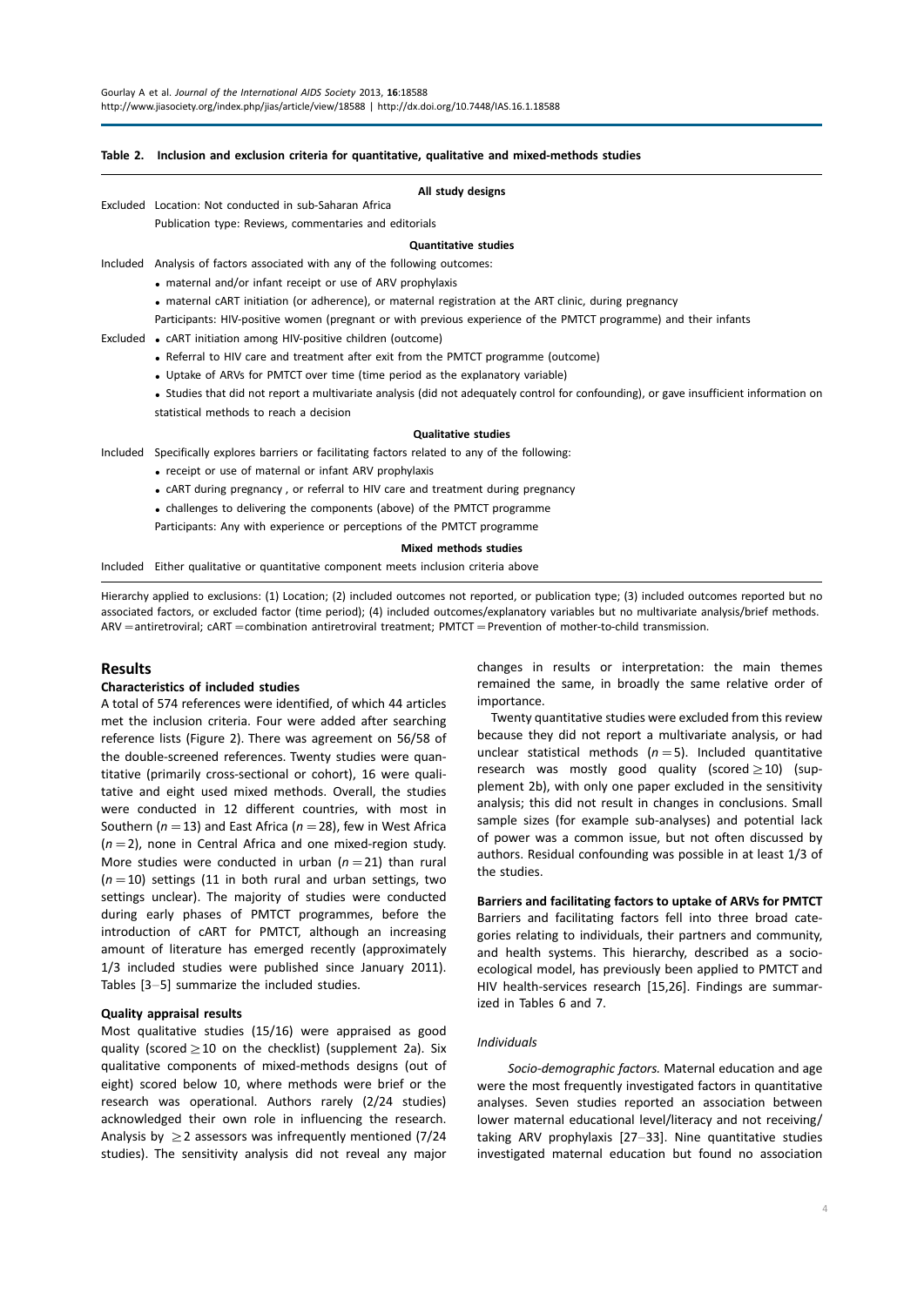**Table 2. Inclusion and exclusion criteria for quantitative, qualitative and mixed-methods studies**

| | |
|---|---|
| | **All study designs** |
| Excluded | Location: Not conducted in sub-Saharan Africa |
| | Publication type: Reviews, commentaries and editorials |
| | **Quantitative studies** |
| Included | Analysis of factors associated with any of the following outcomes: |
| | • maternal and/or infant receipt or use of ARV prophylaxis |
| | • maternal cART initiation (or adherence), or maternal registration at the ART clinic, during pregnancy |
| | Participants: HIV-positive women (pregnant or with previous experience of the PMTCT programme) and their infants |
| Excluded | • cART initiation among HIV-positive children (outcome) |
| | • Referral to HIV care and treatment after exit from the PMTCT programme (outcome) |
| | • Uptake of ARVs for PMTCT over time (time period as the explanatory variable) |
| | • Studies that did not report a multivariate analysis (did not adequately control for confounding), or gave insufficient information on statistical methods to reach a decision |
| | **Qualitative studies** |
| Included | Specifically explores barriers or facilitating factors related to any of the following: |
| | • receipt or use of maternal or infant ARV prophylaxis |
| | • cART during pregnancy , or referral to HIV care and treatment during pregnancy |
| | • challenges to delivering the components (above) of the PMTCT programme |
| | Participants: Any with experience or perceptions of the PMTCT programme |
| | **Mixed methods studies** |
| Included | Either qualitative or quantitative component meets inclusion criteria above |

Hierarchy applied to exclusions: (1) Location; (2) included outcomes not reported, or publication type; (3) included outcomes reported but no associated factors, or excluded factor (time period); (4) included outcomes/explanatory variables but no multivariate analysis/brief methods. ARV = antiretroviral; cART = combination antiretroviral treatment; PMTCT = Prevention of mother-to-child transmission.

## Results

### Characteristics of included studies

A total of 574 references were identified, of which 44 articles met the inclusion criteria. Four were added after searching reference lists (Figure 2). There was agreement on 56/58 of the double-screened references. Twenty studies were quantitative (primarily cross-sectional or cohort), 16 were qualitative and eight used mixed methods. Overall, the studies were conducted in 12 different countries, with most in Southern ($n = 13$) and East Africa ($n = 28$), few in West Africa ($n = 2$), none in Central Africa and one mixed-region study. More studies were conducted in urban ($n = 21$) than rural ($n = 10$) settings (11 in both rural and urban settings, two settings unclear). The majority of studies were conducted during early phases of PMTCT programmes, before the introduction of cART for PMTCT, although an increasing amount of literature has emerged recently (approximately 1/3 included studies were published since January 2011). Tables [3–5] summarize the included studies.

### Quality appraisal results

Most qualitative studies (15/16) were appraised as good quality (scored $\geq 10$ on the checklist) (supplement 2a). Six qualitative components of mixed-methods designs (out of eight) scored below 10, where methods were brief or the research was operational. Authors rarely (2/24 studies) acknowledged their own role in influencing the research. Analysis by $\geq 2$ assessors was infrequently mentioned (7/24 studies). The sensitivity analysis did not reveal any major changes in results or interpretation: the main themes remained the same, in broadly the same relative order of importance.

Twenty quantitative studies were excluded from this review because they did not report a multivariate analysis, or had unclear statistical methods ($n = 5$). Included quantitative research was mostly good quality (scored $\geq 10$) (supplement 2b), with only one paper excluded in the sensitivity analysis; this did not result in changes in conclusions. Small sample sizes (for example sub-analyses) and potential lack of power was a common issue, but not often discussed by authors. Residual confounding was possible in at least 1/3 of the studies.

### Barriers and facilitating factors to uptake of ARVs for PMTCT

Barriers and facilitating factors fell into three broad categories relating to individuals, their partners and community, and health systems. This hierarchy, described as a socio-ecological model, has previously been applied to PMTCT and HIV health-services research [15,26]. Findings are summarized in Tables 6 and 7.

#### *Individuals*

*Socio-demographic factors.* Maternal education and age were the most frequently investigated factors in quantitative analyses. Seven studies reported an association between lower maternal educational level/literacy and not receiving/taking ARV prophylaxis [27–33]. Nine quantitative studies investigated maternal education but found no association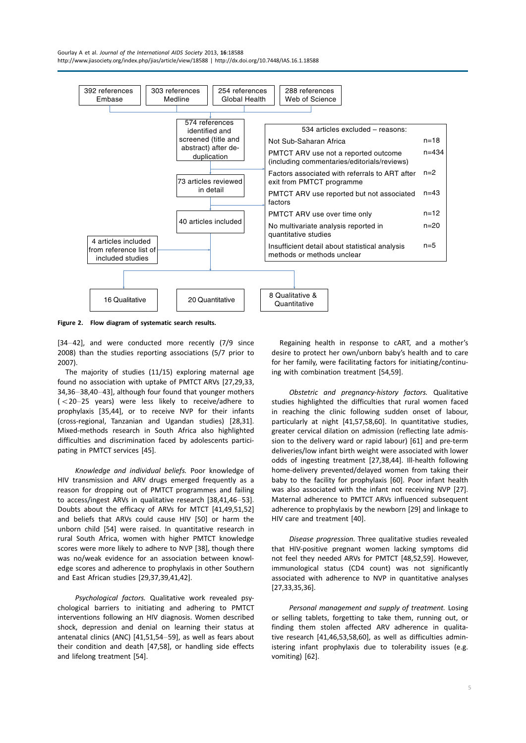392 references Embase | 303 references Medline | 254 references Global Health | 288 references Web of Science

574 references identified and screened (title and abstract) after de-duplication

534 articles excluded – reasons:

| Reason | n |
| --- | --- |
| Not Sub-Saharan Africa | n=18 |
| PMTCT ARV use not a reported outcome (including commentaries/editorials/reviews) | n=434 |
| Factors associated with referrals to ART after exit from PMTCT programme | n=2 |
| PMTCT ARV use reported but not associated factors | n=43 |
| PMTCT ARV use over time only | n=12 |
| No multivariate analysis reported in quantitative studies | n=20 |
| Insufficient detail about statistical analysis methods or methods unclear | n=5 |

73 articles reviewed in detail

40 articles included

4 articles included from reference list of included studies

16 Qualitative | 20 Quantitative | 8 Qualitative & Quantitative

**Figure 2. Flow diagram of systematic search results.**

[34–42], and were conducted more recently (7/9 since 2008) than the studies reporting associations (5/7 prior to 2007).

The majority of studies (11/15) exploring maternal age found no association with uptake of PMTCT ARVs [27,29,33, 34,36–38,40–43], although four found that younger mothers (<20–25 years) were less likely to receive/adhere to prophylaxis [35,44], or to receive NVP for their infants (cross-regional, Tanzanian and Ugandan studies) [28,31]. Mixed-methods research in South Africa also highlighted difficulties and discrimination faced by adolescents participating in PMTCT services [45].

*Knowledge and individual beliefs.* Poor knowledge of HIV transmission and ARV drugs emerged frequently as a reason for dropping out of PMTCT programmes and failing to access/ingest ARVs in qualitative research [38,41,46–53]. Doubts about the efficacy of ARVs for MTCT [41,49,51,52] and beliefs that ARVs could cause HIV [50] or harm the unborn child [54] were raised. In quantitative research in rural South Africa, women with higher PMTCT knowledge scores were more likely to adhere to NVP [38], though there was no/weak evidence for an association between knowledge scores and adherence to prophylaxis in other Southern and East African studies [29,37,39,41,42].

*Psychological factors.* Qualitative work revealed psychological barriers to initiating and adhering to PMTCT interventions following an HIV diagnosis. Women described shock, depression and denial on learning their status at antenatal clinics (ANC) [41,51,54–59], as well as fears about their condition and death [47,58], or handling side effects and lifelong treatment [54].

Regaining health in response to cART, and a mother's desire to protect her own/unborn baby's health and to care for her family, were facilitating factors for initiating/continuing with combination treatment [54,59].

*Obstetric and pregnancy-history factors.* Qualitative studies highlighted the difficulties that rural women faced in reaching the clinic following sudden onset of labour, particularly at night [41,57,58,60]. In quantitative studies, greater cervical dilation on admission (reflecting late admission to the delivery ward or rapid labour) [61] and pre-term deliveries/low infant birth weight were associated with lower odds of ingesting treatment [27,38,44]. Ill-health following home-delivery prevented/delayed women from taking their baby to the facility for prophylaxis [60]. Poor infant health was also associated with the infant not receiving NVP [27]. Maternal adherence to PMTCT ARVs influenced subsequent adherence to prophylaxis by the newborn [29] and linkage to HIV care and treatment [40].

*Disease progression.* Three qualitative studies revealed that HIV-positive pregnant women lacking symptoms did not feel they needed ARVs for PMTCT [48,52,59]. However, immunological status (CD4 count) was not significantly associated with adherence to NVP in quantitative analyses [27,33,35,36].

*Personal management and supply of treatment.* Losing or selling tablets, forgetting to take them, running out, or finding them stolen affected ARV adherence in qualitative research [41,46,53,58,60], as well as difficulties administering infant prophylaxis due to tolerability issues (e.g. vomiting) [62].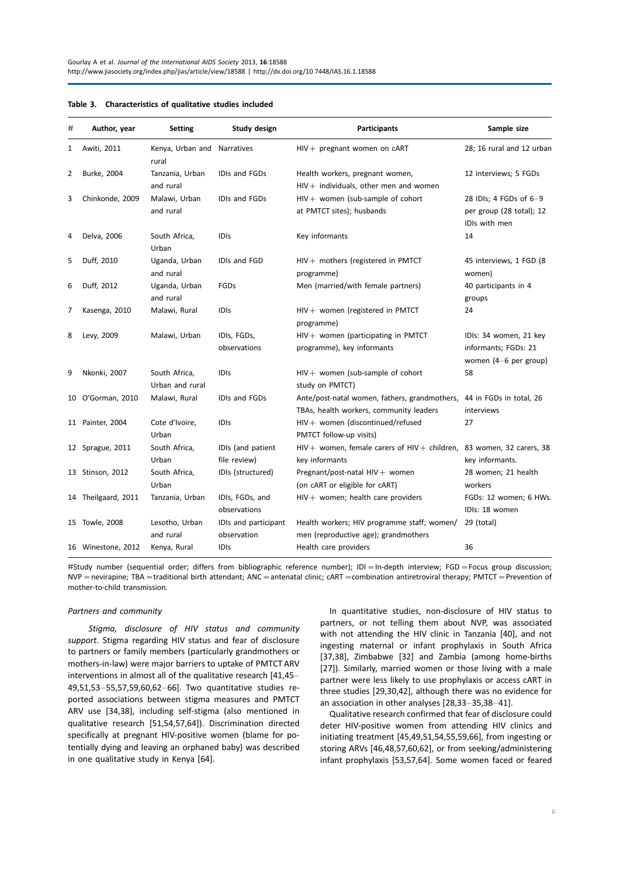**Table 3. Characteristics of qualitative studies included**

| # | Author, year | Setting | Study design | Participants | Sample size |
|---|---|---|---|---|---|
| 1 | Awiti, 2011 | Kenya, Urban and rural | Narratives | HIV+ pregnant women on cART | 28; 16 rural and 12 urban |
| 2 | Burke, 2004 | Tanzania, Urban and rural | IDIs and FGDs | Health workers, pregnant women, HIV+ individuals, other men and women | 12 interviews; 5 FGDs |
| 3 | Chinkonde, 2009 | Malawi, Urban and rural | IDIs and FGDs | HIV+ women (sub-sample of cohort at PMTCT sites); husbands | 28 IDIs; 4 FGDs of 6–9 per group (28 total); 12 IDIs with men |
| 4 | Delva, 2006 | South Africa, Urban | IDIs | Key informants | 14 |
| 5 | Duff, 2010 | Uganda, Urban and rural | IDIs and FGD | HIV+ mothers (registered in PMTCT programme) | 45 interviews, 1 FGD (8 women) |
| 6 | Duff, 2012 | Uganda, Urban and rural | FGDs | Men (married/with female partners) | 40 participants in 4 groups |
| 7 | Kasenga, 2010 | Malawi, Rural | IDIs | HIV+ women (registered in PMTCT programme) | 24 |
| 8 | Levy, 2009 | Malawi, Urban | IDIs, FGDs, observations | HIV+ women (participating in PMTCT programme), key informants | IDIs: 34 women, 21 key informants; FGDs: 21 women (4–6 per group) |
| 9 | Nkonki, 2007 | South Africa, Urban and rural | IDIs | HIV+ women (sub-sample of cohort study on PMTCT) | 58 |
| 10 | O'Gorman, 2010 | Malawi, Rural | IDIs and FGDs | Ante/post-natal women, fathers, grandmothers, TBAs, health workers, community leaders | 44 in FGDs in total, 26 interviews |
| 11 | Painter, 2004 | Cote d'Ivoire, Urban | IDIs | HIV+ women (discontinued/refused PMTCT follow-up visits) | 27 |
| 12 | Sprague, 2011 | South Africa, Urban | IDIs (and patient file review) | HIV+ women, female carers of HIV+ children, key informants | 83 women, 32 carers, 38 key informants. |
| 13 | Stinson, 2012 | South Africa, Urban | IDIs (structured) | Pregnant/post-natal HIV+ women (on cART or eligible for cART) | 28 women; 21 health workers |
| 14 | Theilgaard, 2011 | Tanzania, Urban | IDIs, FGDs, and observations | HIV+ women; health care providers | FGDs: 12 women; 6 HWs. IDIs: 18 women |
| 15 | Towle, 2008 | Lesotho, Urban and rural | IDIs and participant observation | Health workers; HIV programme staff; women/men (reproductive age); grandmothers | 29 (total) |
| 16 | Winestone, 2012 | Kenya, Rural | IDIs | Health care providers | 36 |

#Study number (sequential order; differs from bibliographic reference number); IDI = In-depth interview; FGD = Focus group discussion; NVP = nevirapine; TBA = traditional birth attendant; ANC = antenatal clinic; cART = combination antiretroviral therapy; PMTCT = Prevention of mother-to-child transmission.

#### *Partners and community*

*Stigma, disclosure of HIV status and community support.* Stigma regarding HIV status and fear of disclosure to partners or family members (particularly grandmothers or mothers-in-law) were major barriers to uptake of PMTCT ARV interventions in almost all of the qualitative research [41,45–49,51,53–55,57,59,60,62–66]. Two quantitative studies reported associations between stigma measures and PMTCT ARV use [34,38], including self-stigma (also mentioned in qualitative research [51,54,57,64]). Discrimination directed specifically at pregnant HIV-positive women (blame for potentially dying and leaving an orphaned baby) was described in one qualitative study in Kenya [64].

In quantitative studies, non-disclosure of HIV status to partners, or not telling them about NVP, was associated with not attending the HIV clinic in Tanzania [40], and not ingesting maternal or infant prophylaxis in South Africa [37,38], Zimbabwe [32] and Zambia (among home-births [27]). Similarly, married women or those living with a male partner were less likely to use prophylaxis or access cART in three studies [29,30,42], although there was no evidence for an association in other analyses [28,33–35,38–41].

Qualitative research confirmed that fear of disclosure could deter HIV-positive women from attending HIV clinics and initiating treatment [45,49,51,54,55,59,66], from ingesting or storing ARVs [46,48,57,60,62], or from seeking/administering infant prophylaxis [53,57,64]. Some women faced or feared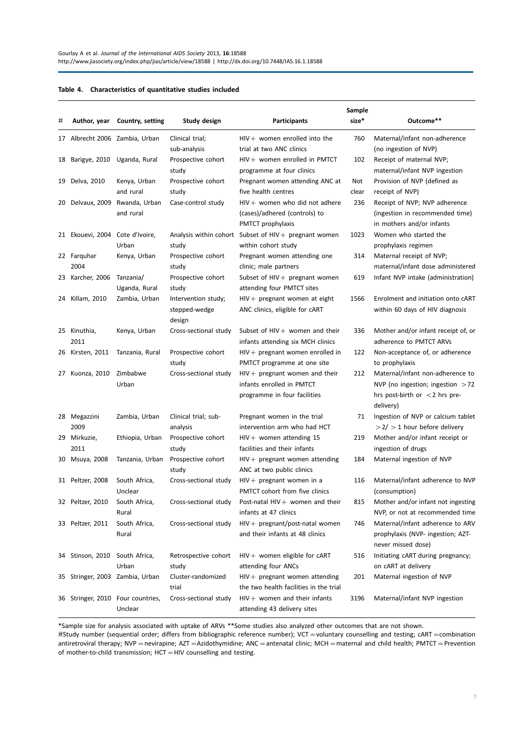**Table 4. Characteristics of quantitative studies included**

| # | Author, year | Country, setting | Study design | Participants | Sample size* | Outcome** |
|---|---|---|---|---|---|---|
| 17 | Albrecht 2006 | Zambia, Urban | Clinical trial; sub-analysis | HIV+ women enrolled into the trial at two ANC clinics | 760 | Maternal/infant non-adherence (no ingestion of NVP) |
| 18 | Barigye, 2010 | Uganda, Rural | Prospective cohort study | HIV+ women enrolled in PMTCT programme at four clinics | 102 | Receipt of maternal NVP; maternal/infant NVP ingestion |
| 19 | Delva, 2010 | Kenya, Urban and rural | Prospective cohort study | Pregnant women attending ANC at five health centres | Not clear | Provision of NVP (defined as receipt of NVP) |
| 20 | Delvaux, 2009 | Rwanda, Urban and rural | Case-control study | HIV+ women who did not adhere (cases)/adhered (controls) to PMTCT prophylaxis | 236 | Receipt of NVP; NVP adherence (ingestion in recommended time) in mothers and/or infants |
| 21 | Ekouevi, 2004 | Cote d'Ivoire, Urban | Analysis within cohort study | Subset of HIV+ pregnant women within cohort study | 1023 | Women who started the prophylaxis regimen |
| 22 | Farquhar 2004 | Kenya, Urban | Prospective cohort study | Pregnant women attending one clinic; male partners | 314 | Maternal receipt of NVP; maternal/infant dose administered |
| 23 | Karcher, 2006 | Tanzania/ Uganda, Rural | Prospective cohort study | Subset of HIV+ pregnant women attending four PMTCT sites | 619 | Infant NVP intake (administration) |
| 24 | Killam, 2010 | Zambia, Urban | Intervention study; stepped-wedge design | HIV+ pregnant women at eight ANC clinics, eligible for cART | 1566 | Enrolment and initiation onto cART within 60 days of HIV diagnosis |
| 25 | Kinuthia, 2011 | Kenya, Urban | Cross-sectional study | Subset of HIV+ women and their infants attending six MCH clinics | 336 | Mother and/or infant receipt of, or adherence to PMTCT ARVs |
| 26 | Kirsten, 2011 | Tanzania, Rural | Prospective cohort study | HIV+ pregnant women enrolled in PMTCT programme at one site | 122 | Non-acceptance of, or adherence to prophylaxis |
| 27 | Kuonza, 2010 | Zimbabwe Urban | Cross-sectional study | HIV+ pregnant women and their infants enrolled in PMTCT programme in four facilities | 212 | Maternal/infant non-adherence to NVP (no ingestion; ingestion >72 hrs post-birth or <2 hrs pre-delivery) |
| 28 | Megazzini 2009 | Zambia, Urban | Clinical trial; sub-analysis | Pregnant women in the trial intervention arm who had HCT | 71 | Ingestion of NVP or calcium tablet >2/ >1 hour before delivery |
| 29 | Mirkuzie, 2011 | Ethiopia, Urban | Prospective cohort study | HIV+ women attending 15 facilities and their infants | 219 | Mother and/or infant receipt or ingestion of drugs |
| 30 | Msuya, 2008 | Tanzania, Urban | Prospective cohort study | HIV+ pregnant women attending ANC at two public clinics | 184 | Maternal ingestion of NVP |
| 31 | Peltzer, 2008 | South Africa, Unclear | Cross-sectional study | HIV+ pregnant women in a PMTCT cohort from five clinics | 116 | Maternal/infant adherence to NVP (consumption) |
| 32 | Peltzer, 2010 | South Africa, Rural | Cross-sectional study | Post-natal HIV+ women and their infants at 47 clinics | 815 | Mother and/or infant not ingesting NVP, or not at recommended time |
| 33 | Peltzer, 2011 | South Africa, Rural | Cross-sectional study | HIV+ pregnant/post-natal women and their infants at 48 clinics | 746 | Maternal/infant adherence to ARV prophylaxis (NVP- ingestion; AZT-never missed dose) |
| 34 | Stinson, 2010 | South Africa, Urban | Retrospective cohort study | HIV+ women eligible for cART attending four ANCs | 516 | Initiating cART during pregnancy; on cART at delivery |
| 35 | Stringer, 2003 | Zambia, Urban | Cluster-randomized trial | HIV+ pregnant women attending the two health facilities in the trial | 201 | Maternal ingestion of NVP |
| 36 | Stringer, 2010 | Four countries, Unclear | Cross-sectional study | HIV+ women and their infants attending 43 delivery sites | 3196 | Maternal/infant NVP ingestion |

*Sample size for analysis associated with uptake of ARVs **Some studies also analyzed other outcomes that are not shown.
#Study number (sequential order; differs from bibliographic reference number); VCT = voluntary counselling and testing; cART = combination antiretroviral therapy; NVP = nevirapine; AZT = Azidothymidine; ANC = antenatal clinic; MCH = maternal and child health; PMTCT = Prevention of mother-to-child transmission; HCT = HIV counselling and testing.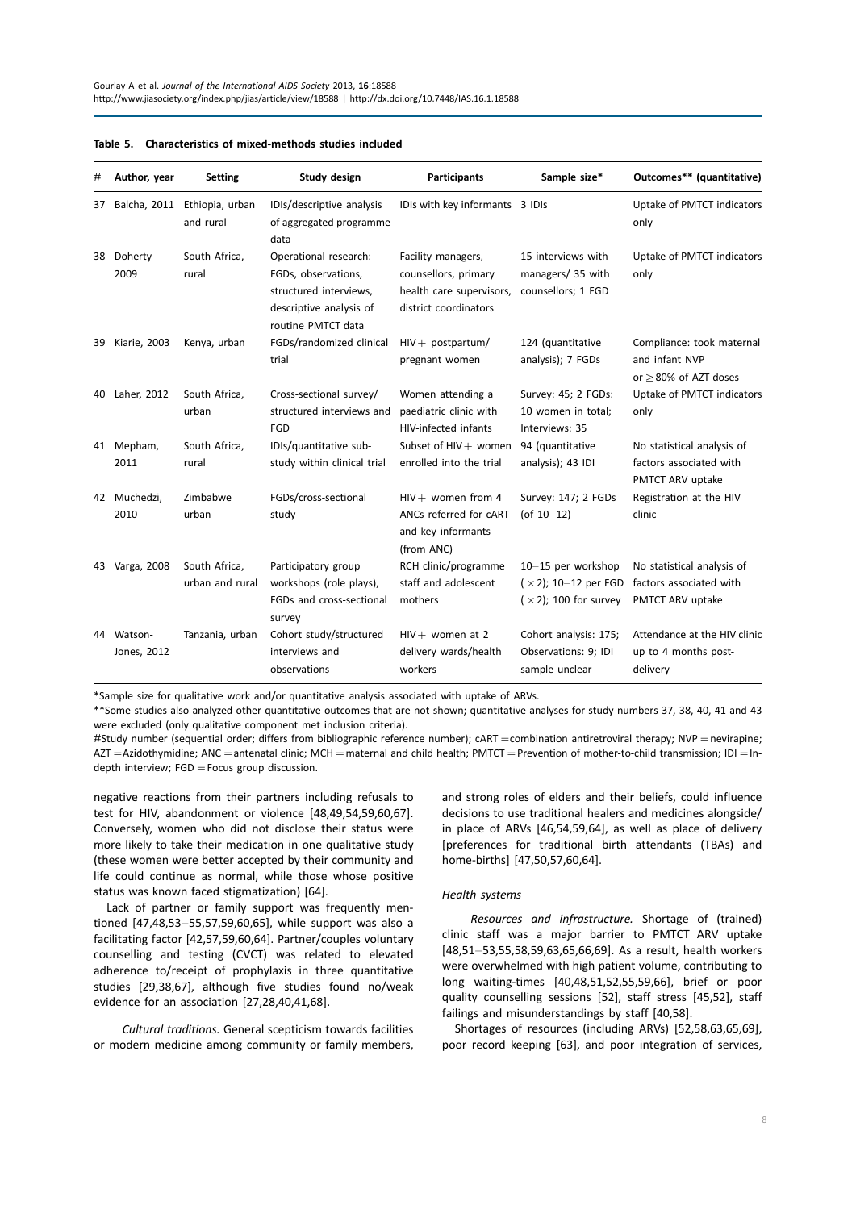**Table 5. Characteristics of mixed-methods studies included**

| # | Author, year | Setting | Study design | Participants | Sample size* | Outcomes** (quantitative) |
|---|---|---|---|---|---|---|
| 37 | Balcha, 2011 | Ethiopia, urban and rural | IDIs/descriptive analysis of aggregated programme data | IDIs with key informants | 3 IDIs | Uptake of PMTCT indicators only |
| 38 | Doherty 2009 | South Africa, rural | Operational research: FGDs, observations, structured interviews, descriptive analysis of routine PMTCT data | Facility managers, counsellors, primary health care supervisors, district coordinators | 15 interviews with managers/ 35 with counsellors; 1 FGD | Uptake of PMTCT indicators only |
| 39 | Kiarie, 2003 | Kenya, urban | FGDs/randomized clinical trial | HIV+ postpartum/ pregnant women | 124 (quantitative analysis); 7 FGDs | Compliance: took maternal and infant NVP or ≥80% of AZT doses |
| 40 | Laher, 2012 | South Africa, urban | Cross-sectional survey/ structured interviews and FGD | Women attending a paediatric clinic with HIV-infected infants | Survey: 45; 2 FGDs: 10 women in total; Interviews: 35 | Uptake of PMTCT indicators only |
| 41 | Mepham, 2011 | South Africa, rural | IDIs/quantitative sub-study within clinical trial | Subset of HIV+ women enrolled into the trial | 94 (quantitative analysis); 43 IDI | No statistical analysis of factors associated with PMTCT ARV uptake |
| 42 | Muchedzi, 2010 | Zimbabwe urban | FGDs/cross-sectional study | HIV+ women from 4 ANCs referred for cART and key informants (from ANC) | Survey: 147; 2 FGDs (of 10–12) | Registration at the HIV clinic |
| 43 | Varga, 2008 | South Africa, urban and rural | Participatory group workshops (role plays), FGDs and cross-sectional survey | RCH clinic/programme staff and adolescent mothers | 10–15 per workshop (×2); 10–12 per FGD (×2); 100 for survey | No statistical analysis of factors associated with PMTCT ARV uptake |
| 44 | Watson-Jones, 2012 | Tanzania, urban | Cohort study/structured interviews and observations | HIV+ women at 2 delivery wards/health workers | Cohort analysis: 175; Observations: 9; IDI sample unclear | Attendance at the HIV clinic up to 4 months post-delivery |

*Sample size for qualitative work and/or quantitative analysis associated with uptake of ARVs.

**Some studies also analyzed other quantitative outcomes that are not shown; quantitative analyses for study numbers 37, 38, 40, 41 and 43 were excluded (only qualitative component met inclusion criteria).

#Study number (sequential order; differs from bibliographic reference number); cART = combination antiretroviral therapy; NVP = nevirapine; AZT = Azidothymidine; ANC = antenatal clinic; MCH = maternal and child health; PMTCT = Prevention of mother-to-child transmission; IDI = In-depth interview; FGD = Focus group discussion.

negative reactions from their partners including refusals to test for HIV, abandonment or violence [48,49,54,59,60,67]. Conversely, women who did not disclose their status were more likely to take their medication in one qualitative study (these women were better accepted by their community and life could continue as normal, while those whose positive status was known faced stigmatization) [64].

Lack of partner or family support was frequently mentioned [47,48,53–55,57,59,60,65], while support was also a facilitating factor [42,57,59,60,64]. Partner/couples voluntary counselling and testing (CVCT) was related to elevated adherence to/receipt of prophylaxis in three quantitative studies [29,38,67], although five studies found no/weak evidence for an association [27,28,40,41,68].

*Cultural traditions.* General scepticism towards facilities or modern medicine among community or family members, and strong roles of elders and their beliefs, could influence decisions to use traditional healers and medicines alongside/ in place of ARVs [46,54,59,64], as well as place of delivery [preferences for traditional birth attendants (TBAs) and home-births] [47,50,57,60,64].

### Health systems

*Resources and infrastructure.* Shortage of (trained) clinic staff was a major barrier to PMTCT ARV uptake [48,51–53,55,58,59,63,65,66,69]. As a result, health workers were overwhelmed with high patient volume, contributing to long waiting-times [40,48,51,52,55,59,66], brief or poor quality counselling sessions [52], staff stress [45,52], staff failings and misunderstandings by staff [40,58].

Shortages of resources (including ARVs) [52,58,63,65,69], poor record keeping [63], and poor integration of services,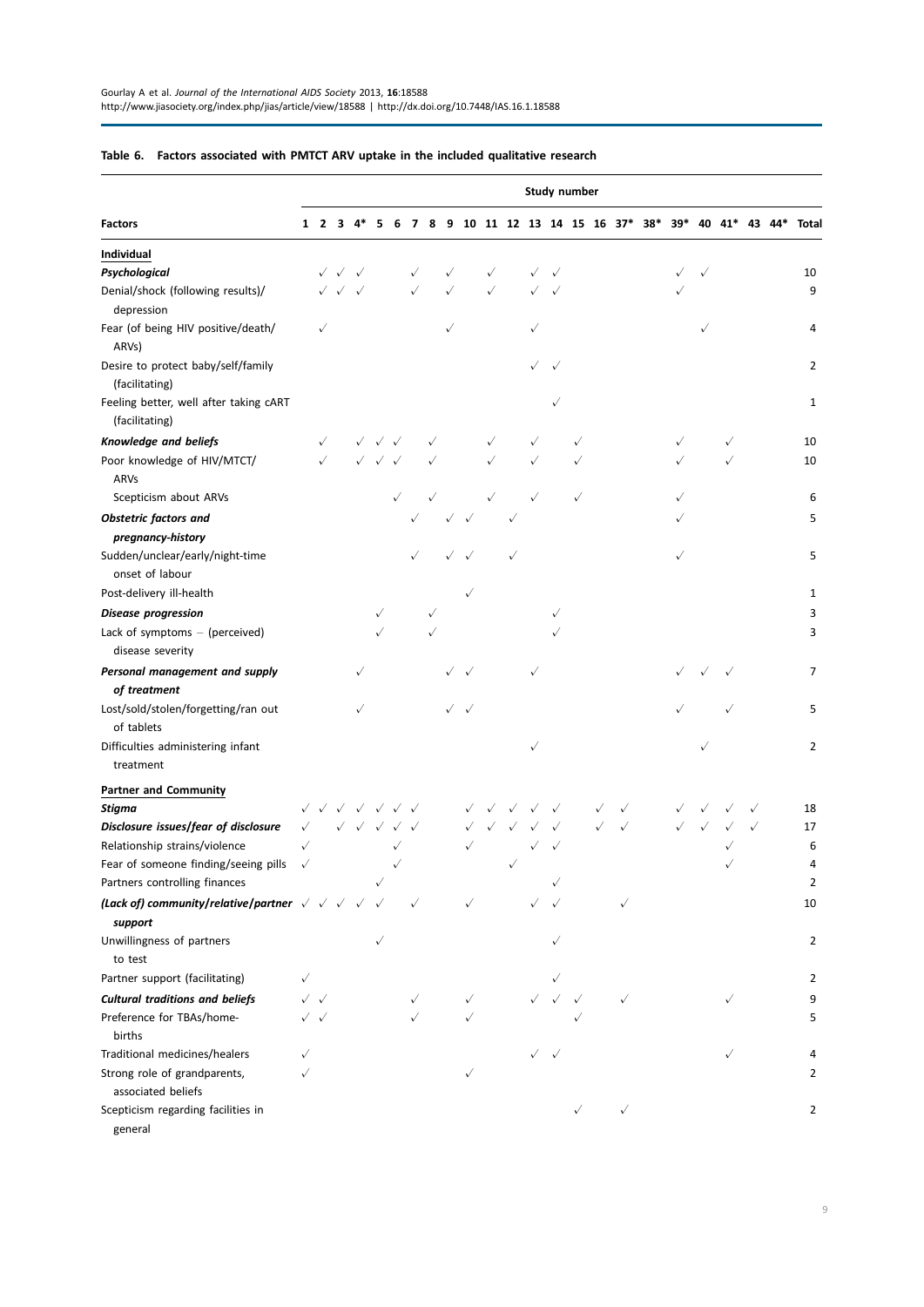**Table 6. Factors associated with PMTCT ARV uptake in the included qualitative research**

| | Study number | | | | | | | | | | | | | | | | | | | | | | | |
|---|---|---|---|---|---|---|---|---|---|---|---|---|---|---|---|---|---|---|---|---|---|---|---|---|
| **Factors** | **1** | **2** | **3** | **4*** | **5** | **6** | **7** | **8** | **9** | **10** | **11** | **12** | **13** | **14** | **15** | **16** | **37*** | **38*** | **39*** | **40** | **41*** | **43** | **44*** | **Total** |
| **Individual** | | | | | | | | | | | | | | | | | | | | | | | | |
| ***Psychological*** | | ✓ | ✓ | ✓ | | | ✓ | | ✓ | | ✓ | | ✓ | ✓ | | | | | ✓ | ✓ | | | | 10 |
| Denial/shock (following results)/ depression | | ✓ | ✓ | ✓ | | | ✓ | | ✓ | | ✓ | | ✓ | ✓ | | | | | ✓ | | | | | 9 |
| Fear (of being HIV positive/death/ ARVs) | | ✓ | | | | | | | ✓ | | | | ✓ | | | | | | | ✓ | | | | 4 |
| Desire to protect baby/self/family (facilitating) | | | | | | | | | | | | | ✓ | ✓ | | | | | | | | | | 2 |
| Feeling better, well after taking cART (facilitating) | | | | | | | | | | | | | | ✓ | | | | | | | | | | 1 |
| ***Knowledge and beliefs*** | | ✓ | | ✓ | ✓ | ✓ | | ✓ | | | ✓ | | ✓ | | ✓ | | | | ✓ | | ✓ | | | 10 |
| Poor knowledge of HIV/MTCT/ ARVs | | ✓ | | ✓ | ✓ | ✓ | | ✓ | | | ✓ | | ✓ | | ✓ | | | | ✓ | | ✓ | | | 10 |
| Scepticism about ARVs | | | | | | ✓ | | ✓ | | | ✓ | | ✓ | | ✓ | | | | ✓ | | | | | 6 |
| ***Obstetric factors and pregnancy-history*** | | | | | | | ✓ | | ✓ | ✓ | | ✓ | | | | | | | ✓ | | | | | 5 |
| Sudden/unclear/early/night-time onset of labour | | | | | | | ✓ | | ✓ | ✓ | | ✓ | | | | | | | ✓ | | | | | 5 |
| Post-delivery ill-health | | | | | | | | | | ✓ | | | | | | | | | | | | | | 1 |
| ***Disease progression*** | | | | | ✓ | | | ✓ | | | | | | ✓ | | | | | | | | | | 3 |
| Lack of symptoms – (perceived) disease severity | | | | | ✓ | | | ✓ | | | | | | ✓ | | | | | | | | | | 3 |
| ***Personal management and supply of treatment*** | | | | ✓ | | | | | ✓ | ✓ | | | ✓ | | | | | | ✓ | ✓ | ✓ | | | 7 |
| Lost/sold/stolen/forgetting/ran out of tablets | | | | ✓ | | | | | ✓ | ✓ | | | | | | | | | ✓ | | ✓ | | | 5 |
| Difficulties administering infant treatment | | | | | | | | | | | | | ✓ | | | | | | | ✓ | | | | 2 |
| **Partner and Community** | | | | | | | | | | | | | | | | | | | | | | | | |
| ***Stigma*** | ✓ | ✓ | ✓ | ✓ | ✓ | ✓ | ✓ | | | ✓ | ✓ | ✓ | ✓ | ✓ | | ✓ | ✓ | | ✓ | ✓ | ✓ | ✓ | | 18 |
| ***Disclosure issues/fear of disclosure*** | ✓ | | ✓ | ✓ | ✓ | ✓ | ✓ | | | ✓ | ✓ | ✓ | ✓ | ✓ | | ✓ | ✓ | | ✓ | ✓ | ✓ | ✓ | | 17 |
| Relationship strains/violence | ✓ | | | | | ✓ | | | | ✓ | | | ✓ | ✓ | | | | | | | ✓ | | | 6 |
| Fear of someone finding/seeing pills | ✓ | | | | | ✓ | | | | | | ✓ | | | | | | | | | ✓ | | | 4 |
| Partners controlling finances | | | | | ✓ | | | | | | | | | ✓ | | | | | | | | | | 2 |
| ***(Lack of) community/relative/partner support*** | ✓ | ✓ | ✓ | ✓ | ✓ | | ✓ | | | ✓ | | | ✓ | ✓ | | | ✓ | | | | | | | 10 |
| Unwillingness of partners to test | | | | | ✓ | | | | | | | | | ✓ | | | | | | | | | | 2 |
| Partner support (facilitating) | ✓ | | | | | | | | | | | | | ✓ | | | | | | | | | | 2 |
| ***Cultural traditions and beliefs*** | ✓ | ✓ | | | | | ✓ | | | ✓ | | | ✓ | ✓ | ✓ | | ✓ | | | | ✓ | | | 9 |
| Preference for TBAs/home-births | ✓ | ✓ | | | | | ✓ | | | ✓ | | | | | ✓ | | | | | | | | | 5 |
| Traditional medicines/healers | ✓ | | | | | | | | | | | | ✓ | ✓ | | | | | | | ✓ | | | 4 |
| Strong role of grandparents, associated beliefs | ✓ | | | | | | | | | ✓ | | | | | | | | | | | | | | 2 |
| Scepticism regarding facilities in general | | | | | | | | | | | | | | | ✓ | | ✓ | | | | | | | 2 |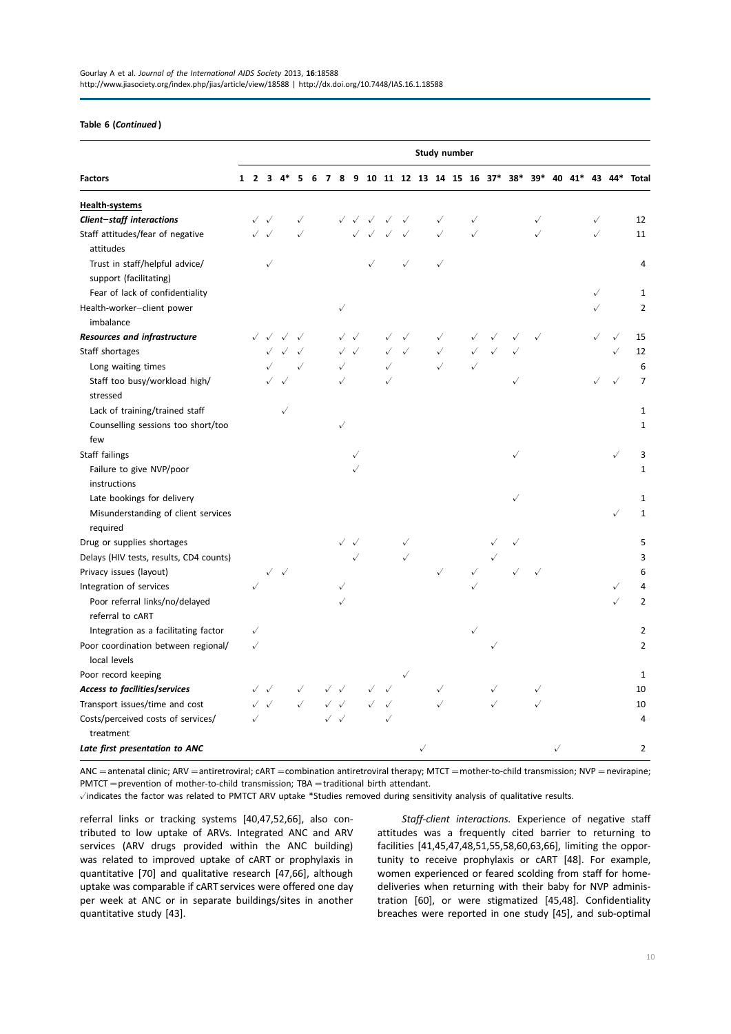**Table 6 (*Continued*)**

| Factors | Study number | | | | | | | | | | | | | | | | | | | | | | | Total |
|---|---|---|---|---|---|---|---|---|---|---|---|---|---|---|---|---|---|---|---|---|---|---|---|---|
| | 1 | 2 | 3 | 4* | 5 | 6 | 7 | 8 | 9 | 10 | 11 | 12 | 13 | 14 | 15 | 16 | 37* | 38* | 39* | 40 | 41* | 43 | 44* | |
| **Health-systems** | | | | | | | | | | | | | | | | | | | | | | | | |
| ***Client–staff interactions*** | | ✓ | ✓ | | ✓ | | | ✓ | ✓ | ✓ | ✓ | ✓ | | ✓ | | ✓ | | | ✓ | | | ✓ | | 12 |
| Staff attitudes/fear of negative attitudes | | ✓ | ✓ | | ✓ | | | | ✓ | ✓ | ✓ | ✓ | | ✓ | | ✓ | | | ✓ | | | ✓ | | 11 |
| Trust in staff/helpful advice/ support (facilitating) | | | ✓ | | | | | | | ✓ | | ✓ | | ✓ | | | | | | | | | | 4 |
| Fear of lack of confidentiality | | | | | | | | | | | | | | | | | | | | | | ✓ | | 1 |
| Health-worker–client power imbalance | | | | | | | | ✓ | | | | | | | | | | | | | | ✓ | | 2 |
| ***Resources and infrastructure*** | | ✓ | ✓ | ✓ | ✓ | | | ✓ | ✓ | | ✓ | ✓ | | ✓ | | ✓ | ✓ | ✓ | ✓ | | | ✓ | ✓ | 15 |
| Staff shortages | | | ✓ | ✓ | ✓ | | | ✓ | ✓ | | ✓ | ✓ | | ✓ | | ✓ | ✓ | ✓ | | | | | ✓ | 12 |
| Long waiting times | | | ✓ | | ✓ | | | ✓ | | | ✓ | | | ✓ | | ✓ | | | | | | | | 6 |
| Staff too busy/workload high/ stressed | | | ✓ | ✓ | | | | ✓ | | | ✓ | | | | | | | ✓ | | | | ✓ | ✓ | 7 |
| Lack of training/trained staff | | | | ✓ | | | | | | | | | | | | | | | | | | | | 1 |
| Counselling sessions too short/too few | | | | | | | | ✓ | | | | | | | | | | | | | | | | 1 |
| Staff failings | | | | | | | | | ✓ | | | | | | | | | ✓ | | | | | ✓ | 3 |
| Failure to give NVP/poor instructions | | | | | | | | | ✓ | | | | | | | | | | | | | | | 1 |
| Late bookings for delivery | | | | | | | | | | | | | | | | | | ✓ | | | | | | 1 |
| Misunderstanding of client services required | | | | | | | | | | | | | | | | | | | | | | | ✓ | 1 |
| Drug or supplies shortages | | | | | | | | ✓ | ✓ | | | ✓ | | | | | ✓ | ✓ | | | | | | 5 |
| Delays (HIV tests, results, CD4 counts) | | | | | | | | | ✓ | | | ✓ | | | | | ✓ | | | | | | | 3 |
| Privacy issues (layout) | | | ✓ | ✓ | | | | | | | | | | ✓ | | ✓ | | ✓ | ✓ | | | | | 6 |
| Integration of services | | ✓ | | | | | | ✓ | | | | | | | | ✓ | | | | | | | ✓ | 4 |
| Poor referral links/no/delayed referral to cART | | | | | | | | ✓ | | | | | | | | | | | | | | | ✓ | 2 |
| Integration as a facilitating factor | | ✓ | | | | | | | | | | | | | | ✓ | | | | | | | | 2 |
| Poor coordination between regional/ local levels | | ✓ | | | | | | | | | | | | | | | ✓ | | | | | | | 2 |
| Poor record keeping | | | | | | | | | | | | ✓ | | | | | | | | | | | | 1 |
| ***Access to facilities/services*** | | ✓ | ✓ | | ✓ | | ✓ | ✓ | | ✓ | ✓ | | | ✓ | | | ✓ | | ✓ | | | | | 10 |
| Transport issues/time and cost | | ✓ | ✓ | | ✓ | | ✓ | ✓ | | ✓ | ✓ | | | ✓ | | | ✓ | | ✓ | | | | | 10 |
| Costs/perceived costs of services/ treatment | | ✓ | | | | | ✓ | ✓ | | | ✓ | | | | | | | | | | | | | 4 |
| ***Late first presentation to ANC*** | | | | | | | | | | | | | ✓ | | | | | | | ✓ | | | | 2 |

ANC = antenatal clinic; ARV = antiretroviral; cART = combination antiretroviral therapy; MTCT = mother-to-child transmission; NVP = nevirapine; PMTCT = prevention of mother-to-child transmission; TBA = traditional birth attendant.

✓indicates the factor was related to PMTCT ARV uptake *Studies removed during sensitivity analysis of qualitative results.

referral links or tracking systems [40,47,52,66], also contributed to low uptake of ARVs. Integrated ANC and ARV services (ARV drugs provided within the ANC building) was related to improved uptake of cART or prophylaxis in quantitative [70] and qualitative research [47,66], although uptake was comparable if cART services were offered one day per week at ANC or in separate buildings/sites in another quantitative study [43].

*Staff-client interactions.* Experience of negative staff attitudes was a frequently cited barrier to returning to facilities [41,45,47,48,51,55,58,60,63,66], limiting the opportunity to receive prophylaxis or cART [48]. For example, women experienced or feared scolding from staff for home-deliveries when returning with their baby for NVP administration [60], or were stigmatized [45,48]. Confidentiality breaches were reported in one study [45], and sub-optimal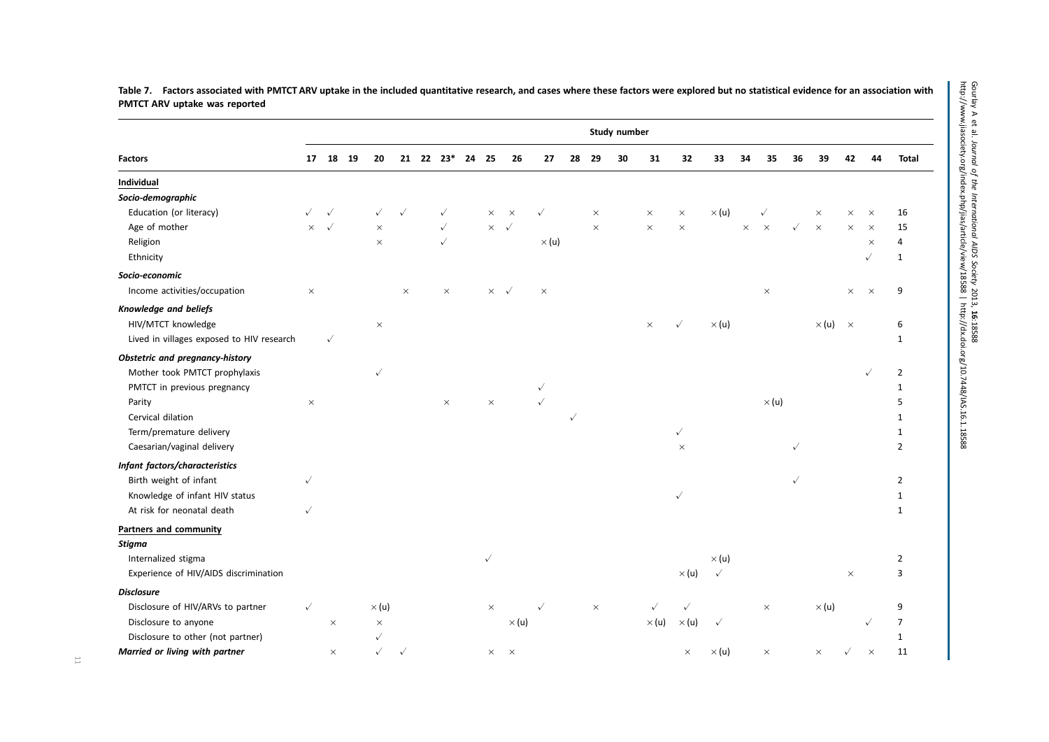**Table 7. Factors associated with PMTCT ARV uptake in the included quantitative research, and cases where these factors were explored but no statistical evidence for an association with PMTCT ARV uptake was reported**

| | Study number | | | | | | | | | | | | | | | | | | | | | | | |
|---|---|---|---|---|---|---|---|---|---|---|---|---|---|---|---|---|---|---|---|---|---|---|---|---|
| **Factors** | **17** | **18** | **19** | **20** | **21** | **22** | **23*** | **24** | **25** | **26** | **27** | **28** | **29** | **30** | **31** | **32** | **33** | **34** | **35** | **36** | **39** | **42** | **44** | **Total** |
| **Individual** | | | | | | | | | | | | | | | | | | | | | | | | |
| ***Socio-demographic*** | | | | | | | | | | | | | | | | | | | | | | | | |
| Education (or literacy) | ✓ | ✓ | | ✓ | ✓ | | ✓ | | × | × | ✓ | | × | | × | × | × (u) | | ✓ | | × | × | × | 16 |
| Age of mother | × | ✓ | | × | | | ✓ | | × | ✓ | | | × | | × | × | | × | × | ✓ | × | × | × | 15 |
| Religion | | | | × | | | ✓ | | | | × (u) | | | | | | | | | | | | × | 4 |
| Ethnicity | | | | | | | | | | | | | | | | | | | | | | | ✓ | 1 |
| ***Socio-economic*** | | | | | | | | | | | | | | | | | | | | | | | | |
| Income activities/occupation | × | | | | × | | × | | × | ✓ | × | | | | | | | | × | | | × | × | 9 |
| ***Knowledge and beliefs*** | | | | | | | | | | | | | | | | | | | | | | | | |
| HIV/MTCT knowledge | | | | × | | | | | | | | | | | × | ✓ | × (u) | | | | × (u) | × | | 6 |
| Lived in villages exposed to HIV research | | ✓ | | | | | | | | | | | | | | | | | | | | | | 1 |
| ***Obstetric and pregnancy-history*** | | | | | | | | | | | | | | | | | | | | | | | | |
| Mother took PMTCT prophylaxis | | | | ✓ | | | | | | | | | | | | | | | | | | | ✓ | 2 |
| PMTCT in previous pregnancy | | | | | | | | | | | ✓ | | | | | | | | | | | | | 1 |
| Parity | × | | | | | | × | | × | | ✓ | | | | | | | | × (u) | | | | | 5 |
| Cervical dilation | | | | | | | | | | | | ✓ | | | | | | | | | | | | 1 |
| Term/premature delivery | | | | | | | | | | | | | | | | ✓ | | | | | | | | 1 |
| Caesarian/vaginal delivery | | | | | | | | | | | | | | | | × | | | | ✓ | | | | 2 |
| ***Infant factors/characteristics*** | | | | | | | | | | | | | | | | | | | | | | | | |
| Birth weight of infant | ✓ | | | | | | | | | | | | | | | | | | | ✓ | | | | 2 |
| Knowledge of infant HIV status | | | | | | | | | | | | | | | | ✓ | | | | | | | | 1 |
| At risk for neonatal death | ✓ | | | | | | | | | | | | | | | | | | | | | | | 1 |
| **Partners and community** | | | | | | | | | | | | | | | | | | | | | | | | |
| ***Stigma*** | | | | | | | | | | | | | | | | | | | | | | | | |
| Internalized stigma | | | | | | | | | ✓ | | | | | | | | × (u) | | | | | | | 2 |
| Experience of HIV/AIDS discrimination | | | | | | | | | | | | | | | | × (u) | ✓ | | | | | × | | 3 |
| ***Disclosure*** | | | | | | | | | | | | | | | | | | | | | | | | |
| Disclosure of HIV/ARVs to partner | ✓ | | | × (u) | | | | | × | | ✓ | | × | | ✓ | ✓ | | | × | | × (u) | | | 9 |
| Disclosure to anyone | | × | | × | | | | | | × (u) | | | | | × (u) | × (u) | ✓ | | | | | | ✓ | 7 |
| Disclosure to other (not partner) | | | | ✓ | | | | | | | | | | | | | | | | | | | | 1 |
| ***Married or living with partner*** | | × | | ✓ | ✓ | | | | × | × | | | | | | × | × (u) | | × | | × | ✓ | × | 11 |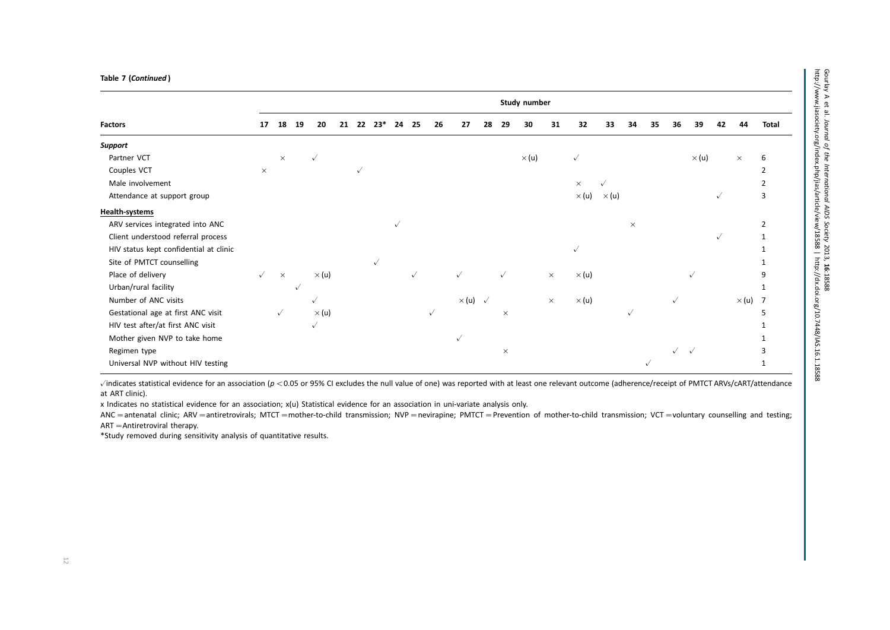**Table 7 (*Continued*)**

| Factors | Study number | | | | | | | | | | | | | | | | | | | | | | | Total |
|---|---|---|---|---|---|---|---|---|---|---|---|---|---|---|---|---|---|---|---|---|---|---|---|---|
| | 17 | 18 | 19 | 20 | 21 | 22 | 23* | 24 | 25 | 26 | 27 | 28 | 29 | 30 | 31 | 32 | 33 | 34 | 35 | 36 | 39 | 42 | 44 | |
| ***Support*** | | | | | | | | | | | | | | | | | | | | | | | | |
| Partner VCT | | × | | √ | | | | | | | | | | × (u) | | √ | | | | | × (u) | | × | 6 |
| Couples VCT | × | | | | | √ | | | | | | | | | | | | | | | | | | 2 |
| Male involvement | | | | | | | | | | | | | | | | × | √ | | | | | | | 2 |
| Attendance at support group | | | | | | | | | | | | | | | | × (u) | × (u) | | | | | √ | | 3 |
| **Health-systems** | | | | | | | | | | | | | | | | | | | | | | | | |
| ARV services integrated into ANC | | | | | | | | √ | | | | | | | | | | × | | | | | | 2 |
| Client understood referral process | | | | | | | | | | | | | | | | | | | | | | √ | | 1 |
| HIV status kept confidential at clinic | | | | | | | | | | | | | | | | √ | | | | | | | | 1 |
| Site of PMTCT counselling | | | | | | | √ | | | | | | | | | | | | | | | | | 1 |
| Place of delivery | √ | × | | × (u) | | | | | √ | | √ | | √ | | × | × (u) | | | | | √ | | | 9 |
| Urban/rural facility | | | √ | | | | | | | | | | | | | | | | | | | | | 1 |
| Number of ANC visits | | | | √ | | | | | | | × (u) | √ | | | × | × (u) | | | | √ | | | × (u) | 7 |
| Gestational age at first ANC visit | | √ | | × (u) | | | | | | √ | | | × | | | | | √ | | | | | | 5 |
| HIV test after/at first ANC visit | | | | √ | | | | | | | | | | | | | | | | | | | | 1 |
| Mother given NVP to take home | | | | | | | | | | | √ | | | | | | | | | | | | | 1 |
| Regimen type | | | | | | | | | | | | | × | | | | | | | √ | √ | | | 3 |
| Universal NVP without HIV testing | | | | | | | | | | | | | | | | | | | √ | | | | | 1 |

√indicates statistical evidence for an association ($p < 0.05$ or 95% CI excludes the null value of one) was reported with at least one relevant outcome (adherence/receipt of PMTCT ARVs/cART/attendance at ART clinic).

x Indicates no statistical evidence for an association; x(u) Statistical evidence for an association in uni-variate analysis only.

ANC = antenatal clinic; ARV = antiretrovirals; MTCT = mother-to-child transmission; NVP = nevirapine; PMTCT = Prevention of mother-to-child transmission; VCT = voluntary counselling and testing; ART = Antiretroviral therapy.

*Study removed during sensitivity analysis of quantitative results.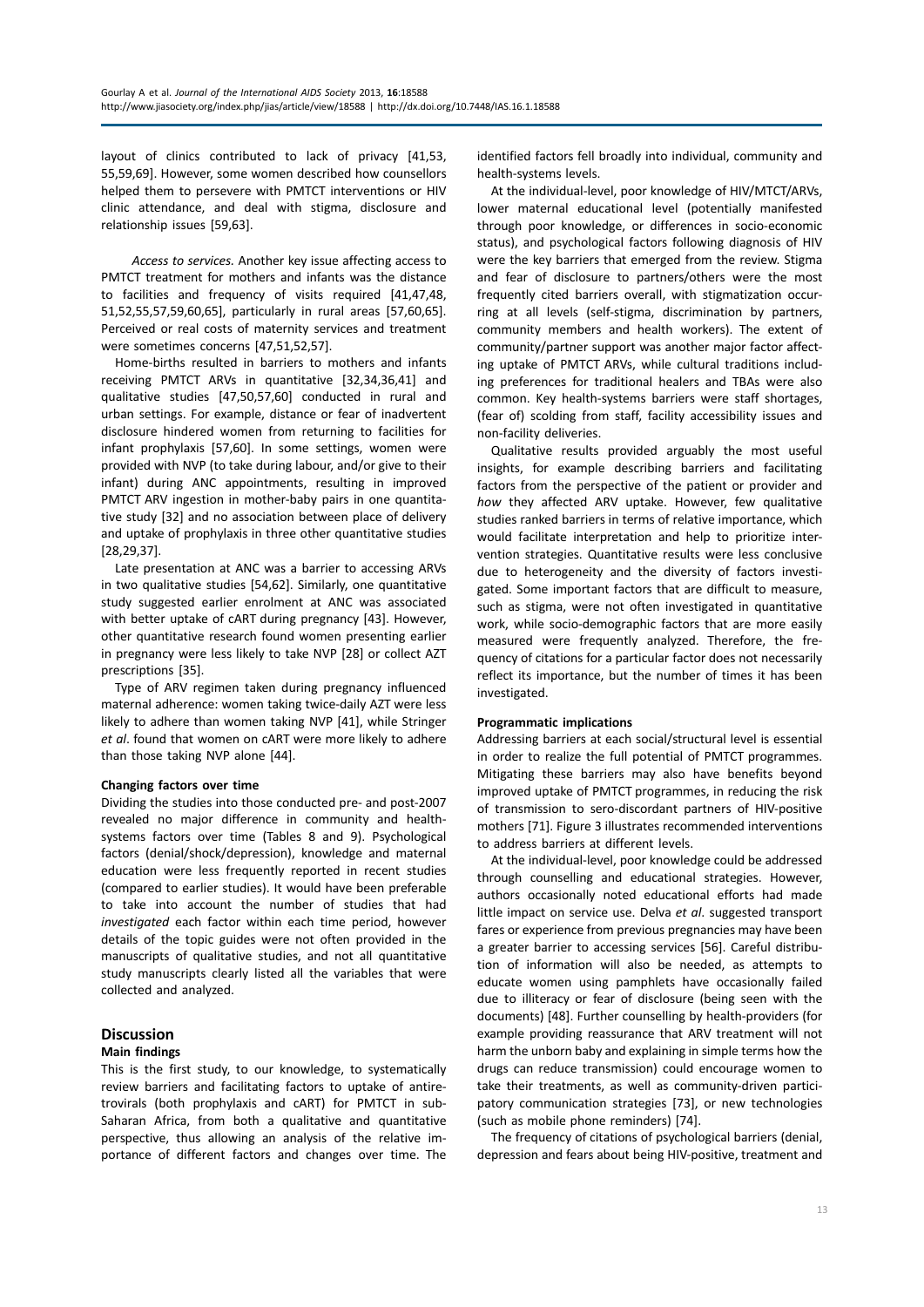layout of clinics contributed to lack of privacy [41,53,55,59,69]. However, some women described how counsellors helped them to persevere with PMTCT interventions or HIV clinic attendance, and deal with stigma, disclosure and relationship issues [59,63].

*Access to services.* Another key issue affecting access to PMTCT treatment for mothers and infants was the distance to facilities and frequency of visits required [41,47,48,51,52,55,57,59,60,65], particularly in rural areas [57,60,65]. Perceived or real costs of maternity services and treatment were sometimes concerns [47,51,52,57].

Home-births resulted in barriers to mothers and infants receiving PMTCT ARVs in quantitative [32,34,36,41] and qualitative studies [47,50,57,60] conducted in rural and urban settings. For example, distance or fear of inadvertent disclosure hindered women from returning to facilities for infant prophylaxis [57,60]. In some settings, women were provided with NVP (to take during labour, and/or give to their infant) during ANC appointments, resulting in improved PMTCT ARV ingestion in mother-baby pairs in one quantitative study [32] and no association between place of delivery and uptake of prophylaxis in three other quantitative studies [28,29,37].

Late presentation at ANC was a barrier to accessing ARVs in two qualitative studies [54,62]. Similarly, one quantitative study suggested earlier enrolment at ANC was associated with better uptake of cART during pregnancy [43]. However, other quantitative research found women presenting earlier in pregnancy were less likely to take NVP [28] or collect AZT prescriptions [35].

Type of ARV regimen taken during pregnancy influenced maternal adherence: women taking twice-daily AZT were less likely to adhere than women taking NVP [41], while Stringer *et al*. found that women on cART were more likely to adhere than those taking NVP alone [44].

**Changing factors over time**

Dividing the studies into those conducted pre- and post-2007 revealed no major difference in community and health-systems factors over time (Tables 8 and 9). Psychological factors (denial/shock/depression), knowledge and maternal education were less frequently reported in recent studies (compared to earlier studies). It would have been preferable to take into account the number of studies that had *investigated* each factor within each time period, however details of the topic guides were not often provided in the manuscripts of qualitative studies, and not all quantitative study manuscripts clearly listed all the variables that were collected and analyzed.

## Discussion

**Main findings**

This is the first study, to our knowledge, to systematically review barriers and facilitating factors to uptake of antiretrovirals (both prophylaxis and cART) for PMTCT in sub-Saharan Africa, from both a qualitative and quantitative perspective, thus allowing an analysis of the relative importance of different factors and changes over time. The identified factors fell broadly into individual, community and health-systems levels.

At the individual-level, poor knowledge of HIV/MTCT/ARVs, lower maternal educational level (potentially manifested through poor knowledge, or differences in socio-economic status), and psychological factors following diagnosis of HIV were the key barriers that emerged from the review. Stigma and fear of disclosure to partners/others were the most frequently cited barriers overall, with stigmatization occurring at all levels (self-stigma, discrimination by partners, community members and health workers). The extent of community/partner support was another major factor affecting uptake of PMTCT ARVs, while cultural traditions including preferences for traditional healers and TBAs were also common. Key health-systems barriers were staff shortages, (fear of) scolding from staff, facility accessibility issues and non-facility deliveries.

Qualitative results provided arguably the most useful insights, for example describing barriers and facilitating factors from the perspective of the patient or provider and *how* they affected ARV uptake. However, few qualitative studies ranked barriers in terms of relative importance, which would facilitate interpretation and help to prioritize intervention strategies. Quantitative results were less conclusive due to heterogeneity and the diversity of factors investigated. Some important factors that are difficult to measure, such as stigma, were not often investigated in quantitative work, while socio-demographic factors that are more easily measured were frequently analyzed. Therefore, the frequency of citations for a particular factor does not necessarily reflect its importance, but the number of times it has been investigated.

**Programmatic implications**

Addressing barriers at each social/structural level is essential in order to realize the full potential of PMTCT programmes. Mitigating these barriers may also have benefits beyond improved uptake of PMTCT programmes, in reducing the risk of transmission to sero-discordant partners of HIV-positive mothers [71]. Figure 3 illustrates recommended interventions to address barriers at different levels.

At the individual-level, poor knowledge could be addressed through counselling and educational strategies. However, authors occasionally noted educational efforts had made little impact on service use. Delva *et al*. suggested transport fares or experience from previous pregnancies may have been a greater barrier to accessing services [56]. Careful distribution of information will also be needed, as attempts to educate women using pamphlets have occasionally failed due to illiteracy or fear of disclosure (being seen with the documents) [48]. Further counselling by health-providers (for example providing reassurance that ARV treatment will not harm the unborn baby and explaining in simple terms how the drugs can reduce transmission) could encourage women to take their treatments, as well as community-driven participatory communication strategies [73], or new technologies (such as mobile phone reminders) [74].

The frequency of citations of psychological barriers (denial, depression and fears about being HIV-positive, treatment and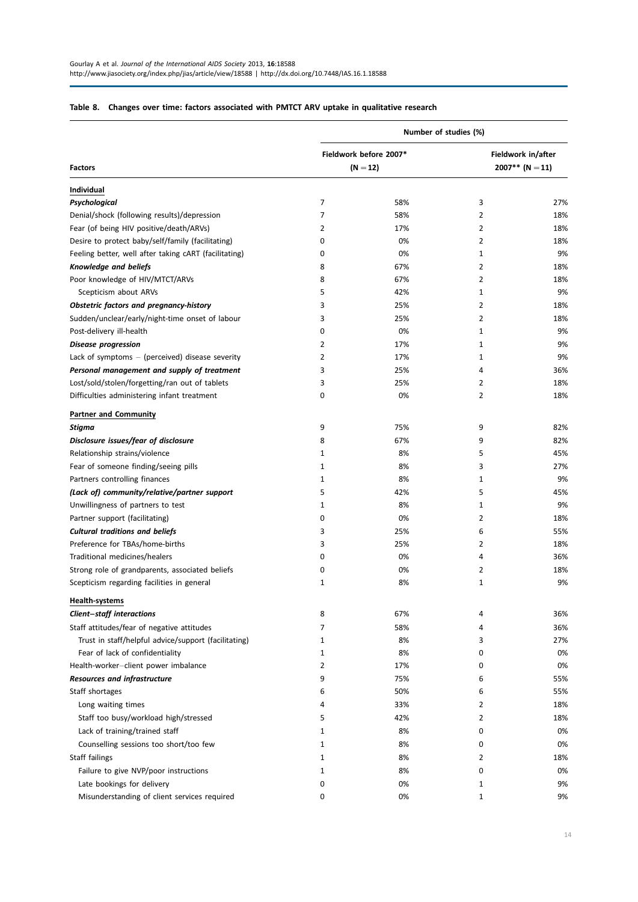**Table 8. Changes over time: factors associated with PMTCT ARV uptake in qualitative research**

| Factors | Number of studies (%) | | | |
|---|---|---|---|---|
| | Fieldwork before 2007* (N = 12) | | Fieldwork in/after 2007** (N = 11) | |
| <u>**Individual**</u> | | | | |
| ***Psychological*** | 7 | 58% | 3 | 27% |
| Denial/shock (following results)/depression | 7 | 58% | 2 | 18% |
| Fear (of being HIV positive/death/ARVs) | 2 | 17% | 2 | 18% |
| Desire to protect baby/self/family (facilitating) | 0 | 0% | 2 | 18% |
| Feeling better, well after taking cART (facilitating) | 0 | 0% | 1 | 9% |
| ***Knowledge and beliefs*** | 8 | 67% | 2 | 18% |
| Poor knowledge of HIV/MTCT/ARVs | 8 | 67% | 2 | 18% |
| Scepticism about ARVs | 5 | 42% | 1 | 9% |
| ***Obstetric factors and pregnancy-history*** | 3 | 25% | 2 | 18% |
| Sudden/unclear/early/night-time onset of labour | 3 | 25% | 2 | 18% |
| Post-delivery ill-health | 0 | 0% | 1 | 9% |
| ***Disease progression*** | 2 | 17% | 1 | 9% |
| Lack of symptoms – (perceived) disease severity | 2 | 17% | 1 | 9% |
| ***Personal management and supply of treatment*** | 3 | 25% | 4 | 36% |
| Lost/sold/stolen/forgetting/ran out of tablets | 3 | 25% | 2 | 18% |
| Difficulties administering infant treatment | 0 | 0% | 2 | 18% |
| <u>**Partner and Community**</u> | | | | |
| ***Stigma*** | 9 | 75% | 9 | 82% |
| ***Disclosure issues/fear of disclosure*** | 8 | 67% | 9 | 82% |
| Relationship strains/violence | 1 | 8% | 5 | 45% |
| Fear of someone finding/seeing pills | 1 | 8% | 3 | 27% |
| Partners controlling finances | 1 | 8% | 1 | 9% |
| ***(Lack of) community/relative/partner support*** | 5 | 42% | 5 | 45% |
| Unwillingness of partners to test | 1 | 8% | 1 | 9% |
| Partner support (facilitating) | 0 | 0% | 2 | 18% |
| ***Cultural traditions and beliefs*** | 3 | 25% | 6 | 55% |
| Preference for TBAs/home-births | 3 | 25% | 2 | 18% |
| Traditional medicines/healers | 0 | 0% | 4 | 36% |
| Strong role of grandparents, associated beliefs | 0 | 0% | 2 | 18% |
| Scepticism regarding facilities in general | 1 | 8% | 1 | 9% |
| <u>**Health-systems**</u> | | | | |
| ***Client–staff interactions*** | 8 | 67% | 4 | 36% |
| Staff attitudes/fear of negative attitudes | 7 | 58% | 4 | 36% |
| Trust in staff/helpful advice/support (facilitating) | 1 | 8% | 3 | 27% |
| Fear of lack of confidentiality | 1 | 8% | 0 | 0% |
| Health-worker–client power imbalance | 2 | 17% | 0 | 0% |
| ***Resources and infrastructure*** | 9 | 75% | 6 | 55% |
| Staff shortages | 6 | 50% | 6 | 55% |
| Long waiting times | 4 | 33% | 2 | 18% |
| Staff too busy/workload high/stressed | 5 | 42% | 2 | 18% |
| Lack of training/trained staff | 1 | 8% | 0 | 0% |
| Counselling sessions too short/too few | 1 | 8% | 0 | 0% |
| Staff failings | 1 | 8% | 2 | 18% |
| Failure to give NVP/poor instructions | 1 | 8% | 0 | 0% |
| Late bookings for delivery | 0 | 0% | 1 | 9% |
| Misunderstanding of client services required | 0 | 0% | 1 | 9% |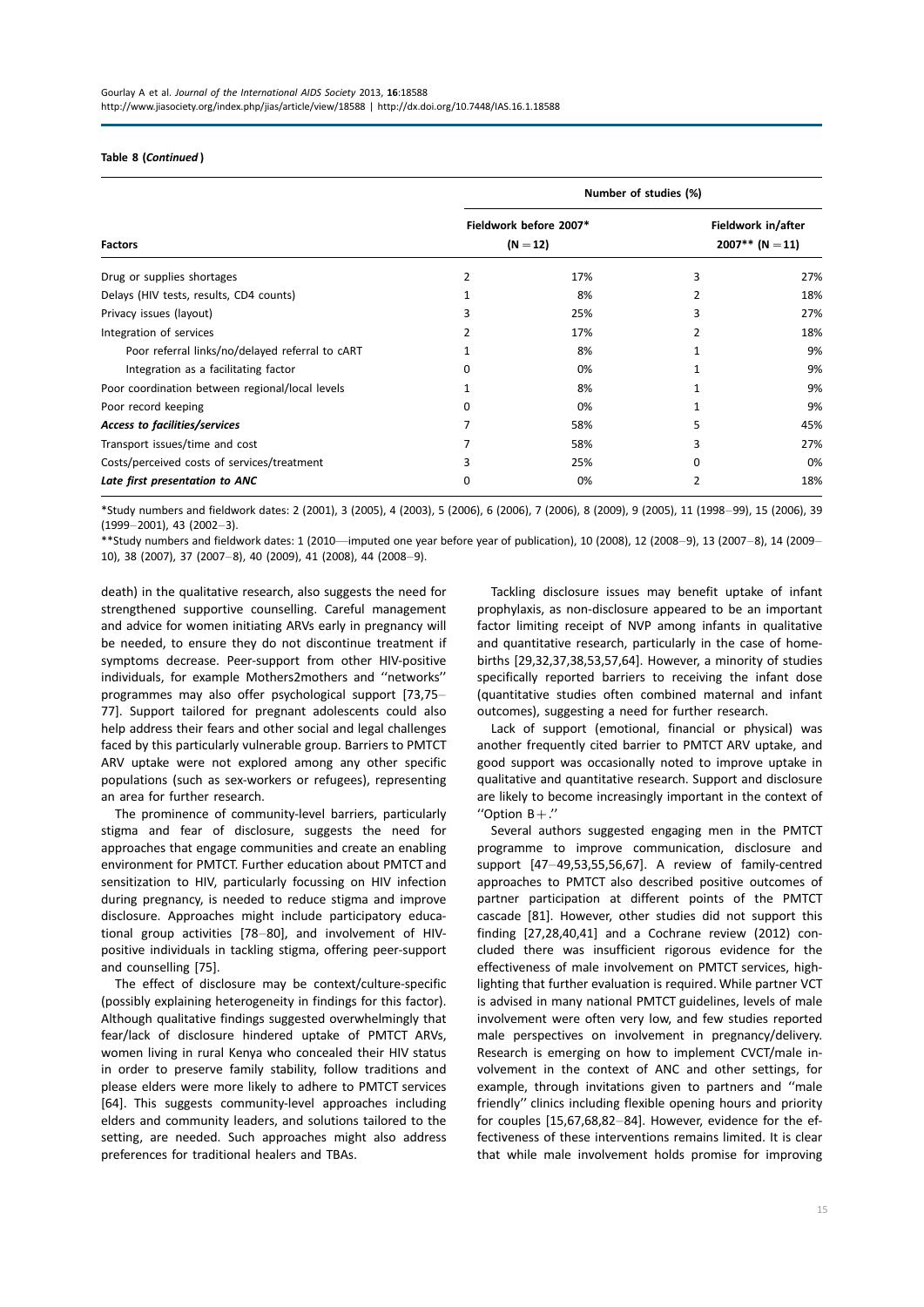**Table 8 (*Continued*)**

| Factors | Number of studies (%) | | | |
|---|---|---|---|---|
| | Fieldwork before 2007* (N = 12) | | Fieldwork in/after 2007** (N = 11) | |
| Drug or supplies shortages | 2 | 17% | 3 | 27% |
| Delays (HIV tests, results, CD4 counts) | 1 | 8% | 2 | 18% |
| Privacy issues (layout) | 3 | 25% | 3 | 27% |
| Integration of services | 2 | 17% | 2 | 18% |
| Poor referral links/no/delayed referral to cART | 1 | 8% | 1 | 9% |
| Integration as a facilitating factor | 0 | 0% | 1 | 9% |
| Poor coordination between regional/local levels | 1 | 8% | 1 | 9% |
| Poor record keeping | 0 | 0% | 1 | 9% |
| ***Access to facilities/services*** | 7 | 58% | 5 | 45% |
| Transport issues/time and cost | 7 | 58% | 3 | 27% |
| Costs/perceived costs of services/treatment | 3 | 25% | 0 | 0% |
| ***Late first presentation to ANC*** | 0 | 0% | 2 | 18% |

*Study numbers and fieldwork dates: 2 (2001), 3 (2005), 4 (2003), 5 (2006), 6 (2006), 7 (2006), 8 (2009), 9 (2005), 11 (1998–99), 15 (2006), 39 (1999–2001), 43 (2002–3).

**Study numbers and fieldwork dates: 1 (2010—imputed one year before year of publication), 10 (2008), 12 (2008–9), 13 (2007–8), 14 (2009–10), 38 (2007), 37 (2007–8), 40 (2009), 41 (2008), 44 (2008–9).

death) in the qualitative research, also suggests the need for strengthened supportive counselling. Careful management and advice for women initiating ARVs early in pregnancy will be needed, to ensure they do not discontinue treatment if symptoms decrease. Peer-support from other HIV-positive individuals, for example Mothers2mothers and ''networks'' programmes may also offer psychological support [73,75–77]. Support tailored for pregnant adolescents could also help address their fears and other social and legal challenges faced by this particularly vulnerable group. Barriers to PMTCT ARV uptake were not explored among any other specific populations (such as sex-workers or refugees), representing an area for further research.

The prominence of community-level barriers, particularly stigma and fear of disclosure, suggests the need for approaches that engage communities and create an enabling environment for PMTCT. Further education about PMTCT and sensitization to HIV, particularly focussing on HIV infection during pregnancy, is needed to reduce stigma and improve disclosure. Approaches might include participatory educational group activities [78–80], and involvement of HIV-positive individuals in tackling stigma, offering peer-support and counselling [75].

The effect of disclosure may be context/culture-specific (possibly explaining heterogeneity in findings for this factor). Although qualitative findings suggested overwhelmingly that fear/lack of disclosure hindered uptake of PMTCT ARVs, women living in rural Kenya who concealed their HIV status in order to preserve family stability, follow traditions and please elders were more likely to adhere to PMTCT services [64]. This suggests community-level approaches including elders and community leaders, and solutions tailored to the setting, are needed. Such approaches might also address preferences for traditional healers and TBAs.

Tackling disclosure issues may benefit uptake of infant prophylaxis, as non-disclosure appeared to be an important factor limiting receipt of NVP among infants in qualitative and quantitative research, particularly in the case of home-births [29,32,37,38,53,57,64]. However, a minority of studies specifically reported barriers to receiving the infant dose (quantitative studies often combined maternal and infant outcomes), suggesting a need for further research.

Lack of support (emotional, financial or physical) was another frequently cited barrier to PMTCT ARV uptake, and good support was occasionally noted to improve uptake in qualitative and quantitative research. Support and disclosure are likely to become increasingly important in the context of ''Option B+.''

Several authors suggested engaging men in the PMTCT programme to improve communication, disclosure and support [47–49,53,55,56,67]. A review of family-centred approaches to PMTCT also described positive outcomes of partner participation at different points of the PMTCT cascade [81]. However, other studies did not support this finding [27,28,40,41] and a Cochrane review (2012) concluded there was insufficient rigorous evidence for the effectiveness of male involvement on PMTCT services, highlighting that further evaluation is required. While partner VCT is advised in many national PMTCT guidelines, levels of male involvement were often very low, and few studies reported male perspectives on involvement in pregnancy/delivery. Research is emerging on how to implement CVCT/male involvement in the context of ANC and other settings, for example, through invitations given to partners and ''male friendly'' clinics including flexible opening hours and priority for couples [15,67,68,82–84]. However, evidence for the effectiveness of these interventions remains limited. It is clear that while male involvement holds promise for improving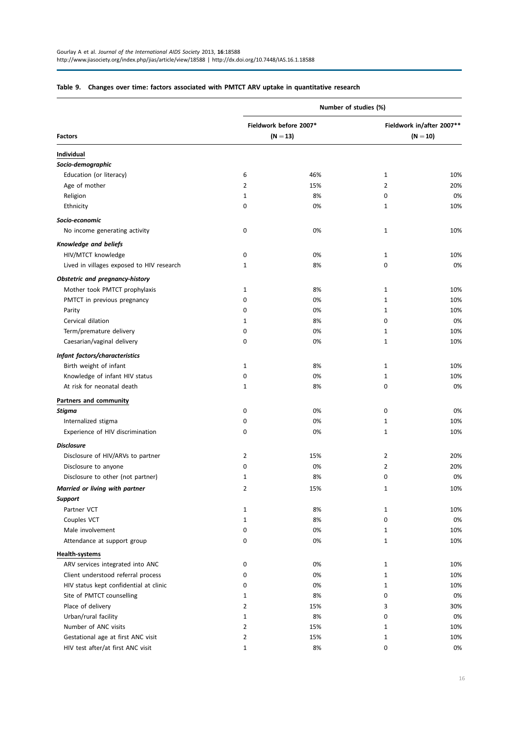**Table 9. Changes over time: factors associated with PMTCT ARV uptake in quantitative research**

| Factors | Number of studies (%) | | | |
|---|---|---|---|---|
| | Fieldwork before 2007* (N = 13) | | Fieldwork in/after 2007** (N = 10) | |
| **Individual** | | | | |
| ***Socio-demographic*** | | | | |
| Education (or literacy) | 6 | 46% | 1 | 10% |
| Age of mother | 2 | 15% | 2 | 20% |
| Religion | 1 | 8% | 0 | 0% |
| Ethnicity | 0 | 0% | 1 | 10% |
| ***Socio-economic*** | | | | |
| No income generating activity | 0 | 0% | 1 | 10% |
| ***Knowledge and beliefs*** | | | | |
| HIV/MTCT knowledge | 0 | 0% | 1 | 10% |
| Lived in villages exposed to HIV research | 1 | 8% | 0 | 0% |
| ***Obstetric and pregnancy-history*** | | | | |
| Mother took PMTCT prophylaxis | 1 | 8% | 1 | 10% |
| PMTCT in previous pregnancy | 0 | 0% | 1 | 10% |
| Parity | 0 | 0% | 1 | 10% |
| Cervical dilation | 1 | 8% | 0 | 0% |
| Term/premature delivery | 0 | 0% | 1 | 10% |
| Caesarian/vaginal delivery | 0 | 0% | 1 | 10% |
| ***Infant factors/characteristics*** | | | | |
| Birth weight of infant | 1 | 8% | 1 | 10% |
| Knowledge of infant HIV status | 0 | 0% | 1 | 10% |
| At risk for neonatal death | 1 | 8% | 0 | 0% |
| **Partners and community** | | | | |
| ***Stigma*** | 0 | 0% | 0 | 0% |
| Internalized stigma | 0 | 0% | 1 | 10% |
| Experience of HIV discrimination | 0 | 0% | 1 | 10% |
| ***Disclosure*** | | | | |
| Disclosure of HIV/ARVs to partner | 2 | 15% | 2 | 20% |
| Disclosure to anyone | 0 | 0% | 2 | 20% |
| Disclosure to other (not partner) | 1 | 8% | 0 | 0% |
| ***Married or living with partner*** | 2 | 15% | 1 | 10% |
| ***Support*** | | | | |
| Partner VCT | 1 | 8% | 1 | 10% |
| Couples VCT | 1 | 8% | 0 | 0% |
| Male involvement | 0 | 0% | 1 | 10% |
| Attendance at support group | 0 | 0% | 1 | 10% |
| **Health-systems** | | | | |
| ARV services integrated into ANC | 0 | 0% | 1 | 10% |
| Client understood referral process | 0 | 0% | 1 | 10% |
| HIV status kept confidential at clinic | 0 | 0% | 1 | 10% |
| Site of PMTCT counselling | 1 | 8% | 0 | 0% |
| Place of delivery | 2 | 15% | 3 | 30% |
| Urban/rural facility | 1 | 8% | 0 | 0% |
| Number of ANC visits | 2 | 15% | 1 | 10% |
| Gestational age at first ANC visit | 2 | 15% | 1 | 10% |
| HIV test after/at first ANC visit | 1 | 8% | 0 | 0% |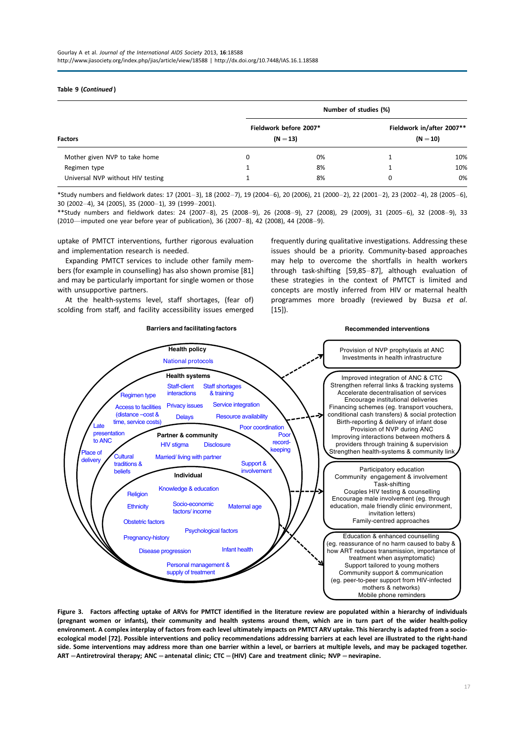**Table 9 (*Continued*)**

| Factors | Number of studies (%) | | | |
|---|---|---|---|---|
| | Fieldwork before 2007* (N = 13) | | Fieldwork in/after 2007** (N = 10) | |
| Mother given NVP to take home | 0 | 0% | 1 | 10% |
| Regimen type | 1 | 8% | 1 | 10% |
| Universal NVP without HIV testing | 1 | 8% | 0 | 0% |

*Study numbers and fieldwork dates: 17 (2001–3), 18 (2002–7), 19 (2004–6), 20 (2006), 21 (2000–2), 22 (2001–2), 23 (2002–4), 28 (2005–6), 30 (2002–4), 34 (2005), 35 (2000–1), 39 (1999–2001).

**Study numbers and fieldwork dates: 24 (2007–8), 25 (2008–9), 26 (2008–9), 27 (2008), 29 (2009), 31 (2005–6), 32 (2008–9), 33 (2010—imputed one year before year of publication), 36 (2007–8), 42 (2008), 44 (2008–9).

uptake of PMTCT interventions, further rigorous evaluation and implementation research is needed.

Expanding PMTCT services to include other family members (for example in counselling) has also shown promise [81] and may be particularly important for single women or those with unsupportive partners.

At the health-systems level, staff shortages, (fear of) scolding from staff, and facility accessibility issues emerged frequently during qualitative investigations. Addressing these issues should be a priority. Community-based approaches may help to overcome the shortfalls in health workers through task-shifting [59,85–87], although evaluation of these strategies in the context of PMTCT is limited and concepts are mostly inferred from HIV or maternal health programmes more broadly (reviewed by Buzsa *et al*. [15]).

**Barriers and facilitating factors**

- **Health policy**: National protocols
- **Health systems**: Staff-client interactions; Staff shortages & training; Regimen type; Access to facilities (distance – cost & time, service costs); Privacy issues; Service integration; Delays; Resource availability; Late presentation to ANC; Poor coordination; Poor record-keeping; Place of delivery
- **Partner & community**: HIV stigma; Disclosure; Cultural traditions & beliefs; Married/ living with partner; Support & involvement
- **Individual**: Knowledge & education; Religion; Ethnicity; Socio-economic factors/ income; Maternal age; Obstetric factors; Psychological factors; Pregnancy-history; Disease progression; Infant health; Personal management & supply of treatment

**Recommended interventions**

- Provision of NVP prophylaxis at ANC; Investments in health infrastructure
- Improved integration of ANC & CTC; Strengthen referral links & tracking systems; Accelerate decentralisation of services; Encourage institutional deliveries; Financing schemes (eg. transport vouchers, conditional cash transfers) & social protection; Birth-reporting & delivery of infant dose; Provision of NVP during ANC; Improving interactions between mothers & providers through training & supervision; Strengthen health-systems & community link
- Participatory education; Community engagement & involvement; Task-shifting; Couples HIV testing & counselling; Encourage male involvement (eg. through education, male friendly clinic environment, invitation letters); Family-centred approaches
- Education & enhanced counselling (eg. reassurance of no harm caused to baby & how ART reduces transmission, importance of treatment when asymptomatic); Support tailored to young mothers; Community support & communication (eg. peer-to-peer support from HIV-infected mothers & networks); Mobile phone reminders

**Figure 3. Factors affecting uptake of ARVs for PMTCT identified in the literature review are populated within a hierarchy of individuals (pregnant women or infants), their community and health systems around them, which are in turn part of the wider health-policy environment. A complex interplay of factors from each level ultimately impacts on PMTCT ARV uptake. This hierarchy is adapted from a socio-ecological model [72]. Possible interventions and policy recommendations addressing barriers at each level are illustrated to the right-hand side. Some interventions may address more than one barrier within a level, or barriers at multiple levels, and may be packaged together. ART = Antiretroviral therapy; ANC = antenatal clinic; CTC = (HIV) Care and treatment clinic; NVP = nevirapine.**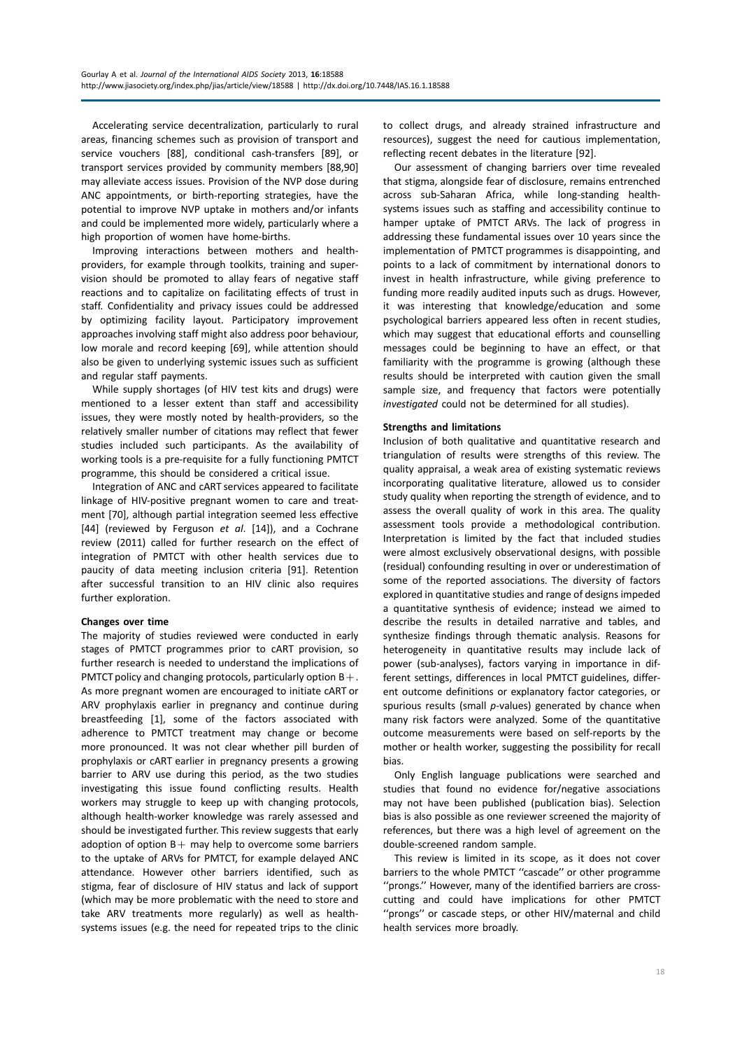Accelerating service decentralization, particularly to rural areas, financing schemes such as provision of transport and service vouchers [88], conditional cash-transfers [89], or transport services provided by community members [88,90] may alleviate access issues. Provision of the NVP dose during ANC appointments, or birth-reporting strategies, have the potential to improve NVP uptake in mothers and/or infants and could be implemented more widely, particularly where a high proportion of women have home-births.

Improving interactions between mothers and health-providers, for example through toolkits, training and supervision should be promoted to allay fears of negative staff reactions and to capitalize on facilitating effects of trust in staff. Confidentiality and privacy issues could be addressed by optimizing facility layout. Participatory improvement approaches involving staff might also address poor behaviour, low morale and record keeping [69], while attention should also be given to underlying systemic issues such as sufficient and regular staff payments.

While supply shortages (of HIV test kits and drugs) were mentioned to a lesser extent than staff and accessibility issues, they were mostly noted by health-providers, so the relatively smaller number of citations may reflect that fewer studies included such participants. As the availability of working tools is a pre-requisite for a fully functioning PMTCT programme, this should be considered a critical issue.

Integration of ANC and cART services appeared to facilitate linkage of HIV-positive pregnant women to care and treatment [70], although partial integration seemed less effective [44] (reviewed by Ferguson *et al*. [14]), and a Cochrane review (2011) called for further research on the effect of integration of PMTCT with other health services due to paucity of data meeting inclusion criteria [91]. Retention after successful transition to an HIV clinic also requires further exploration.

**Changes over time**

The majority of studies reviewed were conducted in early stages of PMTCT programmes prior to cART provision, so further research is needed to understand the implications of PMTCT policy and changing protocols, particularly option B+. As more pregnant women are encouraged to initiate cART or ARV prophylaxis earlier in pregnancy and continue during breastfeeding [1], some of the factors associated with adherence to PMTCT treatment may change or become more pronounced. It was not clear whether pill burden of prophylaxis or cART earlier in pregnancy presents a growing barrier to ARV use during this period, as the two studies investigating this issue found conflicting results. Health workers may struggle to keep up with changing protocols, although health-worker knowledge was rarely assessed and should be investigated further. This review suggests that early adoption of option B+ may help to overcome some barriers to the uptake of ARVs for PMTCT, for example delayed ANC attendance. However other barriers identified, such as stigma, fear of disclosure of HIV status and lack of support (which may be more problematic with the need to store and take ARV treatments more regularly) as well as health-systems issues (e.g. the need for repeated trips to the clinic to collect drugs, and already strained infrastructure and resources), suggest the need for cautious implementation, reflecting recent debates in the literature [92].

Our assessment of changing barriers over time revealed that stigma, alongside fear of disclosure, remains entrenched across sub-Saharan Africa, while long-standing health-systems issues such as staffing and accessibility continue to hamper uptake of PMTCT ARVs. The lack of progress in addressing these fundamental issues over 10 years since the implementation of PMTCT programmes is disappointing, and points to a lack of commitment by international donors to invest in health infrastructure, while giving preference to funding more readily audited inputs such as drugs. However, it was interesting that knowledge/education and some psychological barriers appeared less often in recent studies, which may suggest that educational efforts and counselling messages could be beginning to have an effect, or that familiarity with the programme is growing (although these results should be interpreted with caution given the small sample size, and frequency that factors were potentially *investigated* could not be determined for all studies).

**Strengths and limitations**

Inclusion of both qualitative and quantitative research and triangulation of results were strengths of this review. The quality appraisal, a weak area of existing systematic reviews incorporating qualitative literature, allowed us to consider study quality when reporting the strength of evidence, and to assess the overall quality of work in this area. The quality assessment tools provide a methodological contribution. Interpretation is limited by the fact that included studies were almost exclusively observational designs, with possible (residual) confounding resulting in over or underestimation of some of the reported associations. The diversity of factors explored in quantitative studies and range of designs impeded a quantitative synthesis of evidence; instead we aimed to describe the results in detailed narrative and tables, and synthesize findings through thematic analysis. Reasons for heterogeneity in quantitative results may include lack of power (sub-analyses), factors varying in importance in different settings, differences in local PMTCT guidelines, different outcome definitions or explanatory factor categories, or spurious results (small *p*-values) generated by chance when many risk factors were analyzed. Some of the quantitative outcome measurements were based on self-reports by the mother or health worker, suggesting the possibility for recall bias.

Only English language publications were searched and studies that found no evidence for/negative associations may not have been published (publication bias). Selection bias is also possible as one reviewer screened the majority of references, but there was a high level of agreement on the double-screened random sample.

This review is limited in its scope, as it does not cover barriers to the whole PMTCT ''cascade'' or other programme ''prongs.'' However, many of the identified barriers are cross-cutting and could have implications for other PMTCT ''prongs'' or cascade steps, or other HIV/maternal and child health services more broadly.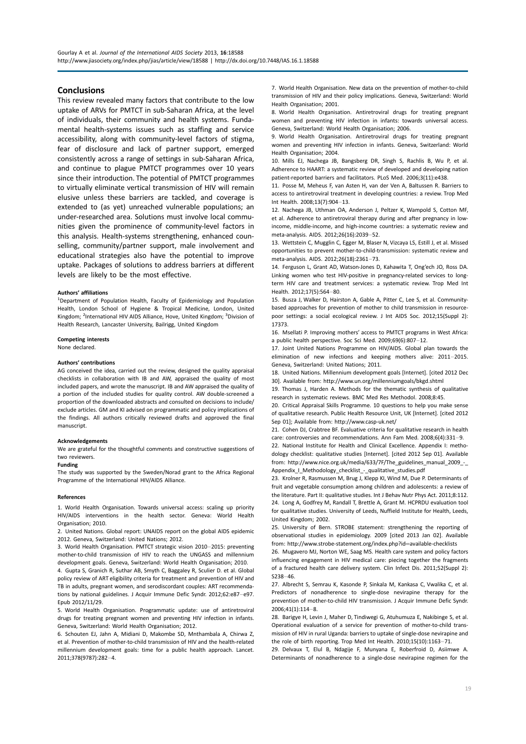## Conclusions

This review revealed many factors that contribute to the low uptake of ARVs for PMTCT in sub-Saharan Africa, at the level of individuals, their community and health systems. Fundamental health-systems issues such as staffing and service accessibility, along with community-level factors of stigma, fear of disclosure and lack of partner support, emerged consistently across a range of settings in sub-Saharan Africa, and continue to plague PMTCT programmes over 10 years since their introduction. The potential of PMTCT programmes to virtually eliminate vertical transmission of HIV will remain elusive unless these barriers are tackled, and coverage is extended to (as yet) unreached vulnerable populations; an under-researched area. Solutions must involve local communities given the prominence of community-level factors in this analysis. Health-systems strengthening, enhanced counselling, community/partner support, male involvement and educational strategies also have the potential to improve uptake. Packages of solutions to address barriers at different levels are likely to be the most effective.

#### Authors' affiliations

[1]Department of Population Health, Faculty of Epidemiology and Population Health, London School of Hygiene & Tropical Medicine, London, United Kingdom; [2]International HIV AIDS Alliance, Hove, United Kingdom; [3]Division of Health Research, Lancaster University, Bailrigg, United Kingdom

#### Competing interests

None declared.

#### Authors' contributions

AG conceived the idea, carried out the review, designed the quality appraisal checklists in collaboration with IB and AW, appraised the quality of most included papers, and wrote the manuscript. IB and AW appraised the quality of a portion of the included studies for quality control. AW double-screened a proportion of the downloaded abstracts and consulted on decisions to include/exclude articles. GM and KI advised on programmatic and policy implications of the findings. All authors critically reviewed drafts and approved the final manuscript.

#### Acknowledgements

We are grateful for the thoughtful comments and constructive suggestions of two reviewers.

#### Funding

The study was supported by the Sweden/Norad grant to the Africa Regional Programme of the International HIV/AIDS Alliance.

#### References

1. World Health Organisation. Towards universal access: scaling up priority HIV/AIDS interventions in the health sector. Geneva: World Health Organisation; 2010.
2. United Nations. Global report: UNAIDS report on the global AIDS epidemic 2012. Geneva, Switzerland: United Nations; 2012.
3. World Health Organisation. PMTCT strategic vision 2010–2015: preventing mother-to-child transmission of HIV to reach the UNGASS and millennium development goals. Geneva, Switzerland: World Health Organisation; 2010.
4. Gupta S, Granich R, Suthar AB, Smyth C, Baggaley R, Sculier D. et al. Global policy review of ART eligibility criteria for treatment and prevention of HIV and TB in adults, pregnant women, and serodiscordant couples: ART recommendations by national guidelines. J Acquir Immune Defic Syndr. 2012;62:e87–e97. Epub 2012/11/29.
5. World Health Organisation. Programmatic update: use of antiretroviral drugs for treating pregnant women and preventing HIV infection in infants. Geneva, Switzerland: World Health Organisation; 2012.
6. Schouten EJ, Jahn A, Midiani D, Makombe SD, Mnthambala A, Chirwa Z, et al. Prevention of mother-to-child transmission of HIV and the health-related millennium development goals: time for a public health approach. Lancet. 2011;378(9787):282–4.
7. World Health Organisation. New data on the prevention of mother-to-child transmission of HIV and their policy implications. Geneva, Switzerland: World Health Organisation; 2001.
8. World Health Organisation. Antiretroviral drugs for treating pregnant women and preventing HIV infection in infants: towards universal access. Geneva, Switzerland: World Health Organisation; 2006.
9. World Health Organisation. Antiretroviral drugs for treating pregnant women and preventing HIV infection in infants. Geneva, Switzerland: World Health Organisation; 2004.
10. Mills EJ, Nachega JB, Bangsberg DR, Singh S, Rachlis B, Wu P, et al. Adherence to HAART: a systematic review of developed and developing nation patient-reported barriers and facilitators. PLoS Med. 2006;3(11):e438.
11. Posse M, Meheus F, van Asten H, van der Ven A, Baltussen R. Barriers to access to antiretroviral treatment in developing countries: a review. Trop Med Int Health. 2008;13(7):904–13.
12. Nachega JB, Uthman OA, Anderson J, Peltzer K, Wampold S, Cotton MF, et al. Adherence to antiretroviral therapy during and after pregnancy in low-income, middle-income, and high-income countries: a systematic review and meta-analysis. AIDS. 2012;26(16):2039–52.
13. Wettstein C, Mugglin C, Egger M, Blaser N, Vizcaya LS, Estill J, et al. Missed opportunities to prevent mother-to-child-transmission: systematic review and meta-analysis. AIDS. 2012;26(18):2361–73.
14. Ferguson L, Grant AD, Watson-Jones D, Kahawita T, Ong'ech JO, Ross DA. Linking women who test HIV-positive in pregnancy-related services to long-term HIV care and treatment services: a systematic review. Trop Med Int Health. 2012;17(5):564–80.
15. Busza J, Walker D, Hairston A, Gable A, Pitter C, Lee S, et al. Community-based approaches for prevention of mother to child transmission in resource-poor settings: a social ecological review. J Int AIDS Soc. 2012;15(Suppl 2): 17373.
16. Msellati P. Improving mothers' access to PMTCT programs in West Africa: a public health perspective. Soc Sci Med. 2009;69(6):807–12.
17. Joint United Nations Programme on HIV/AIDS. Global plan towards the elimination of new infections and keeping mothers alive: 2011–2015. Geneva, Switzerland: United Nations; 2011.
18. United Nations. Millennium development goals [Internet]. [cited 2012 Dec 30]. Available from: http://www.un.org/millenniumgoals/bkgd.shtml
19. Thomas J, Harden A. Methods for the thematic synthesis of qualitative research in systematic reviews. BMC Med Res Methodol. 2008;8:45.
20. Critical Appraisal Skills Programme. 10 questions to help you make sense of qualitative research. Public Health Resource Unit, UK [Internet]. [cited 2012 Sep 01]; Available from: http://www.casp-uk.net/
21. Cohen DJ, Crabtree BF. Evaluative criteria for qualitative research in health care: controversies and recommendations. Ann Fam Med. 2008;6(4):331–9.
22. National Institute for Health and Clinical Excellence. Appendix I: methodology checklist: qualitative studies [Internet]. [cited 2012 Sep 01]. Available from: http://www.nice.org.uk/media/633/7F/The_guidelines_manual_2009_-_Appendix_I_Methodology_checklist_-_qualitative_studies.pdf
23. Krolner R, Rasmussen M, Brug J, Klepp KI, Wind M, Due P. Determinants of fruit and vegetable consumption among children and adolescents: a review of the literature. Part II: qualitative studies. Int J Behav Nutr Phys Act. 2011;8:112.
24. Long A, Godfrey M, Randall T, Brettle A, Grant M. HCPRDU evaluation tool for qualitative studies. University of Leeds, Nuffield Institute for Health, Leeds, United Kingdom; 2002.
25. University of Bern. STROBE statement: strengthening the reporting of observational studies in epidemiology. 2009 [cited 2013 Jan 02]. Available from: http://www.strobe-statement.org/index.php?id=available-checklists
26. Mugavero MJ, Norton WE, Saag MS. Health care system and policy factors influencing engagement in HIV medical care: piecing together the fragments of a fractured health care delivery system. Clin Infect Dis. 2011;52(Suppl 2): S238–46.
27. Albrecht S, Semrau K, Kasonde P, Sinkala M, Kankasa C, Vwalika C, et al. Predictors of nonadherence to single-dose nevirapine therapy for the prevention of mother-to-child HIV transmission. J Acquir Immune Defic Syndr. 2006;41(1):114–8.
28. Barigye H, Levin J, Maher D, Tindiwegi G, Atuhumuza E, Nakibinge S, et al. Operational evaluation of a service for prevention of mother-to-child transmission of HIV in rural Uganda: barriers to uptake of single-dose nevirapine and the role of birth reporting. Trop Med Int Health. 2010;15(10):1163–71.
29. Delvaux T, Elul B, Ndagije F, Munyana E, Roberfroid D, Asiimwe A. Determinants of nonadherence to a single-dose nevirapine regimen for the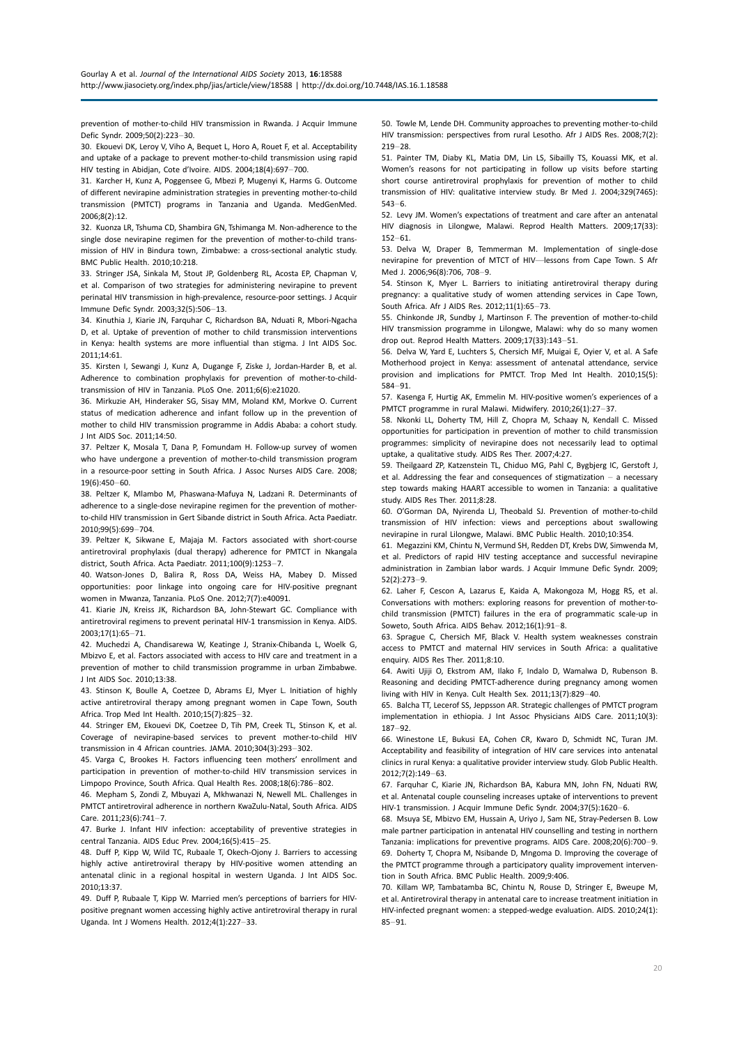prevention of mother-to-child HIV transmission in Rwanda. J Acquir Immune Defic Syndr. 2009;50(2):223–30.

30. Ekouevi DK, Leroy V, Viho A, Bequet L, Horo A, Rouet F, et al. Acceptability and uptake of a package to prevent mother-to-child transmission using rapid HIV testing in Abidjan, Cote d'Ivoire. AIDS. 2004;18(4):697–700.

31. Karcher H, Kunz A, Poggensee G, Mbezi P, Mugenyi K, Harms G. Outcome of different nevirapine administration strategies in preventing mother-to-child transmission (PMTCT) programs in Tanzania and Uganda. MedGenMed. 2006;8(2):12.

32. Kuonza LR, Tshuma CD, Shambira GN, Tshimanga M. Non-adherence to the single dose nevirapine regimen for the prevention of mother-to-child transmission of HIV in Bindura town, Zimbabwe: a cross-sectional analytic study. BMC Public Health. 2010;10:218.

33. Stringer JSA, Sinkala M, Stout JP, Goldenberg RL, Acosta EP, Chapman V, et al. Comparison of two strategies for administering nevirapine to prevent perinatal HIV transmission in high-prevalence, resource-poor settings. J Acquir Immune Defic Syndr. 2003;32(5):506–13.

34. Kinuthia J, Kiarie JN, Farquhar C, Richardson BA, Nduati R, Mbori-Ngacha D, et al. Uptake of prevention of mother to child transmission interventions in Kenya: health systems are more influential than stigma. J Int AIDS Soc. 2011;14:61.

35. Kirsten I, Sewangi J, Kunz A, Dugange F, Ziske J, Jordan-Harder B, et al. Adherence to combination prophylaxis for prevention of mother-to-child-transmission of HIV in Tanzania. PLoS One. 2011;6(6):e21020.

36. Mirkuzie AH, Hinderaker SG, Sisay MM, Moland KM, Morkve O. Current status of medication adherence and infant follow up in the prevention of mother to child HIV transmission programme in Addis Ababa: a cohort study. J Int AIDS Soc. 2011;14:50.

37. Peltzer K, Mosala T, Dana P, Fomundam H. Follow-up survey of women who have undergone a prevention of mother-to-child transmission program in a resource-poor setting in South Africa. J Assoc Nurses AIDS Care. 2008; 19(6):450–60.

38. Peltzer K, Mlambo M, Phaswana-Mafuya N, Ladzani R. Determinants of adherence to a single-dose nevirapine regimen for the prevention of mother-to-child HIV transmission in Gert Sibande district in South Africa. Acta Paediatr. 2010;99(5):699–704.

39. Peltzer K, Sikwane E, Majaja M. Factors associated with short-course antiretroviral prophylaxis (dual therapy) adherence for PMTCT in Nkangala district, South Africa. Acta Paediatr. 2011;100(9):1253–7.

40. Watson-Jones D, Balira R, Ross DA, Weiss HA, Mabey D. Missed opportunities: poor linkage into ongoing care for HIV-positive pregnant women in Mwanza, Tanzania. PLoS One. 2012;7(7):e40091.

41. Kiarie JN, Kreiss JK, Richardson BA, John-Stewart GC. Compliance with antiretroviral regimens to prevent perinatal HIV-1 transmission in Kenya. AIDS. 2003;17(1):65–71.

42. Muchedzi A, Chandisarewa W, Keatinge J, Stranix-Chibanda L, Woelk G, Mbizvo E, et al. Factors associated with access to HIV care and treatment in a prevention of mother to child transmission programme in urban Zimbabwe. J Int AIDS Soc. 2010;13:38.

43. Stinson K, Boulle A, Coetzee D, Abrams EJ, Myer L. Initiation of highly active antiretroviral therapy among pregnant women in Cape Town, South Africa. Trop Med Int Health. 2010;15(7):825–32.

44. Stringer EM, Ekouevi DK, Coetzee D, Tih PM, Creek TL, Stinson K, et al. Coverage of nevirapine-based services to prevent mother-to-child HIV transmission in 4 African countries. JAMA. 2010;304(3):293–302.

45. Varga C, Brookes H. Factors influencing teen mothers' enrollment and participation in prevention of mother-to-child HIV transmission services in Limpopo Province, South Africa. Qual Health Res. 2008;18(6):786–802.

46. Mepham S, Zondi Z, Mbuyazi A, Mkhwanazi N, Newell ML. Challenges in PMTCT antiretroviral adherence in northern KwaZulu-Natal, South Africa. AIDS Care. 2011;23(6):741–7.

47. Burke J. Infant HIV infection: acceptability of preventive strategies in central Tanzania. AIDS Educ Prev. 2004;16(5):415–25.

48. Duff P, Kipp W, Wild TC, Rubaale T, Okech-Ojony J. Barriers to accessing highly active antiretroviral therapy by HIV-positive women attending an antenatal clinic in a regional hospital in western Uganda. J Int AIDS Soc. 2010;13:37.

49. Duff P, Rubaale T, Kipp W. Married men's perceptions of barriers for HIV-positive pregnant women accessing highly active antiretroviral therapy in rural Uganda. Int J Womens Health. 2012;4(1):227–33.

50. Towle M, Lende DH. Community approaches to preventing mother-to-child HIV transmission: perspectives from rural Lesotho. Afr J AIDS Res. 2008;7(2): 219–28.

51. Painter TM, Diaby KL, Matia DM, Lin LS, Sibailly TS, Kouassi MK, et al. Women's reasons for not participating in follow up visits before starting short course antiretroviral prophylaxis for prevention of mother to child transmission of HIV: qualitative interview study. Br Med J. 2004;329(7465): 543–6.

52. Levy JM. Women's expectations of treatment and care after an antenatal HIV diagnosis in Lilongwe, Malawi. Reprod Health Matters. 2009;17(33): 152–61.

53. Delva W, Draper B, Temmerman M. Implementation of single-dose nevirapine for prevention of MTCT of HIV—lessons from Cape Town. S Afr Med J. 2006;96(8):706, 708–9.

54. Stinson K, Myer L. Barriers to initiating antiretroviral therapy during pregnancy: a qualitative study of women attending services in Cape Town, South Africa. Afr J AIDS Res. 2012;11(1):65–73.

55. Chinkonde JR, Sundby J, Martinson F. The prevention of mother-to-child HIV transmission programme in Lilongwe, Malawi: why do so many women drop out. Reprod Health Matters. 2009;17(33):143–51.

56. Delva W, Yard E, Luchters S, Chersich MF, Muigai E, Oyier V, et al. A Safe Motherhood project in Kenya: assessment of antenatal attendance, service provision and implications for PMTCT. Trop Med Int Health. 2010;15(5): 584–91.

57. Kasenga F, Hurtig AK, Emmelin M. HIV-positive women's experiences of a PMTCT programme in rural Malawi. Midwifery. 2010;26(1):27–37.

58. Nkonki LL, Doherty TM, Hill Z, Chopra M, Schaay N, Kendall C. Missed opportunities for participation in prevention of mother to child transmission programmes: simplicity of nevirapine does not necessarily lead to optimal uptake, a qualitative study. AIDS Res Ther. 2007;4:27.

59. Theilgaard ZP, Katzenstein TL, Chiduo MG, Pahl C, Bygbjerg IC, Gerstoft J, et al. Addressing the fear and consequences of stigmatization – a necessary step towards making HAART accessible to women in Tanzania: a qualitative study. AIDS Res Ther. 2011;8:28.

60. O'Gorman DA, Nyirenda LJ, Theobald SJ. Prevention of mother-to-child transmission of HIV infection: views and perceptions about swallowing nevirapine in rural Lilongwe, Malawi. BMC Public Health. 2010;10:354.

61. Megazzini KM, Chintu N, Vermund SH, Redden DT, Krebs DW, Simwenda M, et al. Predictors of rapid HIV testing acceptance and successful nevirapine administration in Zambian labor wards. J Acquir Immune Defic Syndr. 2009; 52(2):273–9.

62. Laher F, Cescon A, Lazarus E, Kaida A, Makongoza M, Hogg RS, et al. Conversations with mothers: exploring reasons for prevention of mother-to-child transmission (PMTCT) failures in the era of programmatic scale-up in Soweto, South Africa. AIDS Behav. 2012;16(1):91–8.

63. Sprague C, Chersich MF, Black V. Health system weaknesses constrain access to PMTCT and maternal HIV services in South Africa: a qualitative enquiry. AIDS Res Ther. 2011;8:10.

64. Awiti Ujiji O, Ekstrom AM, Ilako F, Indalo D, Wamalwa D, Rubenson B. Reasoning and deciding PMTCT-adherence during pregnancy among women living with HIV in Kenya. Cult Health Sex. 2011;13(7):829–40.

65. Balcha TT, Lecerof SS, Jeppsson AR. Strategic challenges of PMTCT program implementation in ethiopia. J Int Assoc Physicians AIDS Care. 2011;10(3): 187–92.

66. Winestone LE, Bukusi EA, Cohen CR, Kwaro D, Schmidt NC, Turan JM. Acceptability and feasibility of integration of HIV care services into antenatal clinics in rural Kenya: a qualitative provider interview study. Glob Public Health. 2012;7(2):149–63.

67. Farquhar C, Kiarie JN, Richardson BA, Kabura MN, John FN, Nduati RW, et al. Antenatal couple counseling increases uptake of interventions to prevent HIV-1 transmission. J Acquir Immune Defic Syndr. 2004;37(5):1620–6.

68. Msuya SE, Mbizvo EM, Hussain A, Uriyo J, Sam NE, Stray-Pedersen B. Low male partner participation in antenatal HIV counselling and testing in northern Tanzania: implications for preventive programs. AIDS Care. 2008;20(6):700–9.

69. Doherty T, Chopra M, Nsibande D, Mngoma D. Improving the coverage of the PMTCT programme through a participatory quality improvement intervention in South Africa. BMC Public Health. 2009;9:406.

70. Killam WP, Tambatamba BC, Chintu N, Rouse D, Stringer E, Bweupe M, et al. Antiretroviral therapy in antenatal care to increase treatment initiation in HIV-infected pregnant women: a stepped-wedge evaluation. AIDS. 2010;24(1): 85–91.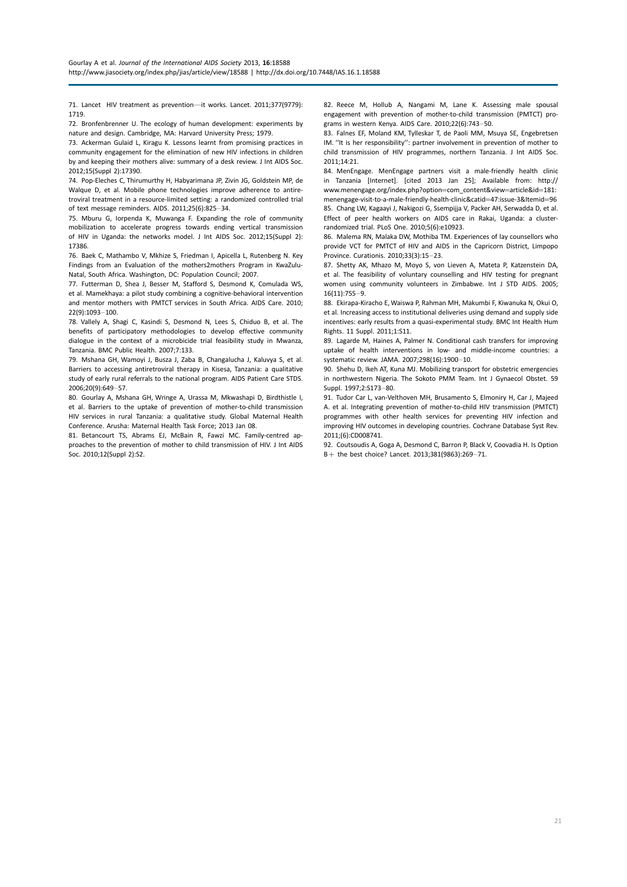71. Lancet HIV treatment as prevention—it works. Lancet. 2011;377(9779): 1719.

72. Bronfenbrenner U. The ecology of human development: experiments by nature and design. Cambridge, MA: Harvard University Press; 1979.

73. Ackerman Gulaid L, Kiragu K. Lessons learnt from promising practices in community engagement for the elimination of new HIV infections in children by and keeping their mothers alive: summary of a desk review. J Int AIDS Soc. 2012;15(Suppl 2):17390.

74. Pop-Eleches C, Thirumurthy H, Habyarimana JP, Zivin JG, Goldstein MP, de Walque D, et al. Mobile phone technologies improve adherence to antiretroviral treatment in a resource-limited setting: a randomized controlled trial of text message reminders. AIDS. 2011;25(6):825–34.

75. Mburu G, Iorpenda K, Muwanga F. Expanding the role of community mobilization to accelerate progress towards ending vertical transmission of HIV in Uganda: the networks model. J Int AIDS Soc. 2012;15(Suppl 2): 17386.

76. Baek C, Mathambo V, Mkhize S, Friedman I, Apicella L, Rutenberg N. Key Findings from an Evaluation of the mothers2mothers Program in KwaZulu-Natal, South Africa. Washington, DC: Population Council; 2007.

77. Futterman D, Shea J, Besser M, Stafford S, Desmond K, Comulada WS, et al. Mamekhaya: a pilot study combining a cognitive-behavioral intervention and mentor mothers with PMTCT services in South Africa. AIDS Care. 2010; 22(9):1093–100.

78. Vallely A, Shagi C, Kasindi S, Desmond N, Lees S, Chiduo B, et al. The benefits of participatory methodologies to develop effective community dialogue in the context of a microbicide trial feasibility study in Mwanza, Tanzania. BMC Public Health. 2007;7:133.

79. Mshana GH, Wamoyi J, Busza J, Zaba B, Changalucha J, Kaluvya S, et al. Barriers to accessing antiretroviral therapy in Kisesa, Tanzania: a qualitative study of early rural referrals to the national program. AIDS Patient Care STDS. 2006;20(9):649–57.

80. Gourlay A, Mshana GH, Wringe A, Urassa M, Mkwashapi D, Birdthistle I, et al. Barriers to the uptake of prevention of mother-to-child transmission HIV services in rural Tanzania: a qualitative study. Global Maternal Health Conference. Arusha: Maternal Health Task Force; 2013 Jan 08.

81. Betancourt TS, Abrams EJ, McBain R, Fawzi MC. Family-centred approaches to the prevention of mother to child transmission of HIV. J Int AIDS Soc. 2010;12(Suppl 2):S2.

82. Reece M, Hollub A, Nangami M, Lane K. Assessing male spousal engagement with prevention of mother-to-child transmission (PMTCT) programs in western Kenya. AIDS Care. 2010;22(6):743–50.

83. Falnes EF, Moland KM, Tylleskar T, de Paoli MM, Msuya SE, Engebretsen IM. ''It is her responsibility'': partner involvement in prevention of mother to child transmission of HIV programmes, northern Tanzania. J Int AIDS Soc. 2011;14:21.

84. MenEngage. MenEngage partners visit a male-friendly health clinic in Tanzania [Internet]. [cited 2013 Jan 25]; Available from: http://www.menengage.org/index.php?option=com_content&view=article&id=181:menengage-visit-to-a-male-friendly-health-clinic&catid=47:issue-3&Itemid=96

85. Chang LW, Kagaayi J, Nakigozi G, Ssempijja V, Packer AH, Serwadda D, et al. Effect of peer health workers on AIDS care in Rakai, Uganda: a cluster-randomized trial. PLoS One. 2010;5(6):e10923.

86. Malema RN, Malaka DW, Mothiba TM. Experiences of lay counsellors who provide VCT for PMTCT of HIV and AIDS in the Capricorn District, Limpopo Province. Curationis. 2010;33(3):15–23.

87. Shetty AK, Mhazo M, Moyo S, von Lieven A, Mateta P, Katzenstein DA, et al. The feasibility of voluntary counselling and HIV testing for pregnant women using community volunteers in Zimbabwe. Int J STD AIDS. 2005; 16(11):755–9.

88. Ekirapa-Kiracho E, Waiswa P, Rahman MH, Makumbi F, Kiwanuka N, Okui O, et al. Increasing access to institutional deliveries using demand and supply side incentives: early results from a quasi-experimental study. BMC Int Health Hum Rights. 11 Suppl. 2011;1:S11.

89. Lagarde M, Haines A, Palmer N. Conditional cash transfers for improving uptake of health interventions in low- and middle-income countries: a systematic review. JAMA. 2007;298(16):1900–10.

90. Shehu D, Ikeh AT, Kuna MJ. Mobilizing transport for obstetric emergencies in northwestern Nigeria. The Sokoto PMM Team. Int J Gynaecol Obstet. 59 Suppl. 1997;2:S173–80.

91. Tudor Car L, van-Velthoven MH, Brusamento S, Elmoniry H, Car J, Majeed A. et al. Integrating prevention of mother-to-child HIV transmission (PMTCT) programmes with other health services for preventing HIV infection and improving HIV outcomes in developing countries. Cochrane Database Syst Rev. 2011;(6):CD008741.

92. Coutsoudis A, Goga A, Desmond C, Barron P, Black V, Coovadia H. Is Option B+ the best choice? Lancet. 2013;381(9863):269–71.